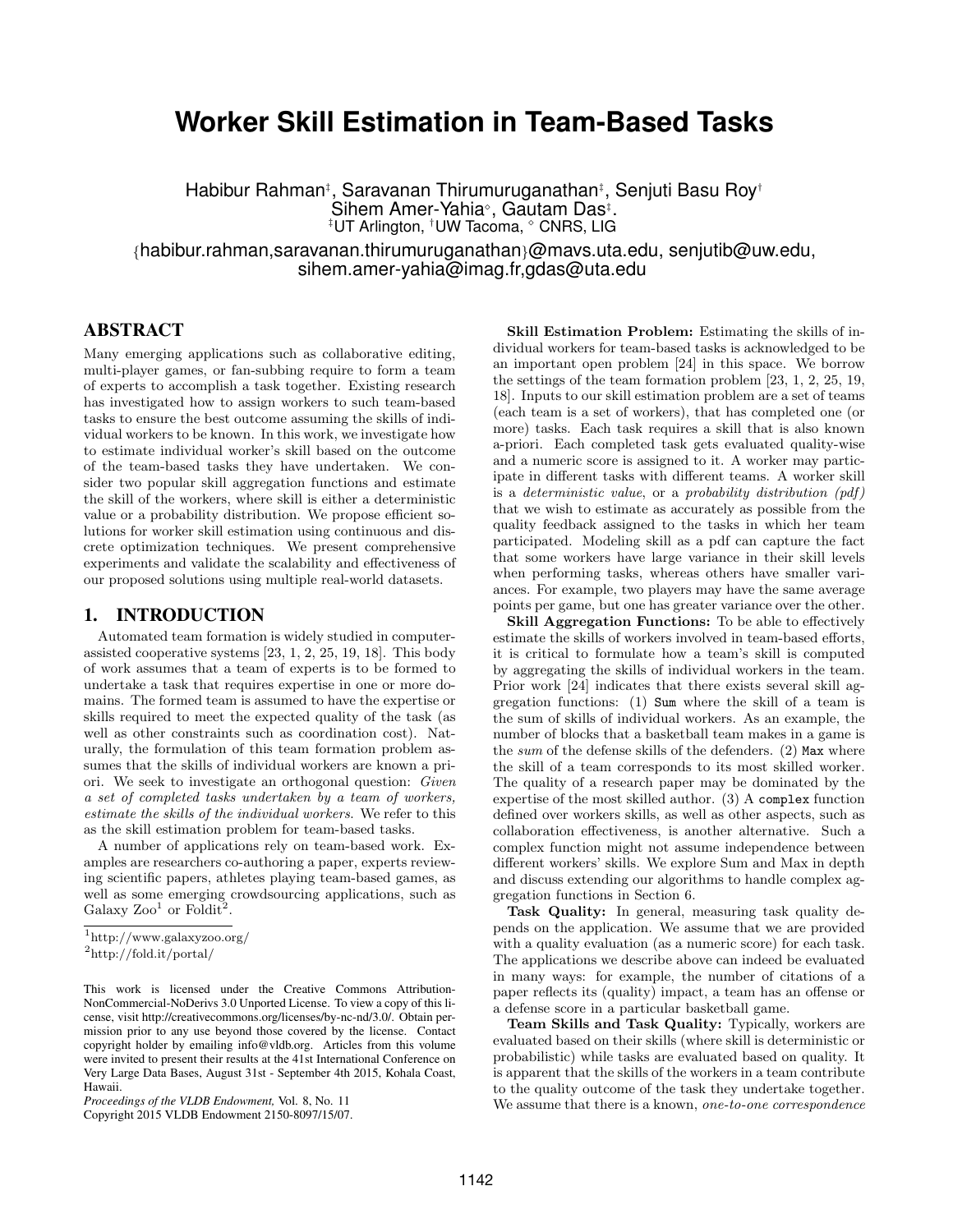# Worker Skill Estimation in Team-Based Tasks

Habibur Rahman[‡], Saravanan Thirumuruganathan[‡], Senjuti Basu Roy[†]
Sihem Amer-Yahia[◇], Gautam Das[‡].
[‡]UT Arlington, [†]UW Tacoma, [◇] CNRS, LIG

{habibur.rahman,saravanan.thirumuruganathan}@mavs.uta.edu, senjutib@uw.edu, sihem.amer-yahia@imag.fr,gdas@uta.edu

## ABSTRACT

Many emerging applications such as collaborative editing, multi-player games, or fan-subbing require to form a team of experts to accomplish a task together. Existing research has investigated how to assign workers to such team-based tasks to ensure the best outcome assuming the skills of individual workers to be known. In this work, we investigate how to estimate individual worker's skill based on the outcome of the team-based tasks they have undertaken. We consider two popular skill aggregation functions and estimate the skill of the workers, where skill is either a deterministic value or a probability distribution. We propose efficient solutions for worker skill estimation using continuous and discrete optimization techniques. We present comprehensive experiments and validate the scalability and effectiveness of our proposed solutions using multiple real-world datasets.

## 1. INTRODUCTION

Automated team formation is widely studied in computer-assisted cooperative systems [23, 1, 2, 25, 19, 18]. This body of work assumes that a team of experts is to be formed to undertake a task that requires expertise in one or more domains. The formed team is assumed to have the expertise or skills required to meet the expected quality of the task (as well as other constraints such as coordination cost). Naturally, the formulation of this team formation problem assumes that the skills of individual workers are known a priori. We seek to investigate an orthogonal question: *Given a set of completed tasks undertaken by a team of workers, estimate the skills of the individual workers.* We refer to this as the skill estimation problem for team-based tasks.

A number of applications rely on team-based work. Examples are researchers co-authoring a paper, experts reviewing scientific papers, athletes playing team-based games, as well as some emerging crowdsourcing applications, such as Galaxy Zoo[1] or Foldit[2].

[1]http://www.galaxyzoo.org/

[2]http://fold.it/portal/

This work is licensed under the Creative Commons Attribution-NonCommercial-NoDerivs 3.0 Unported License. To view a copy of this license, visit http://creativecommons.org/licenses/by-nc-nd/3.0/. Obtain permission prior to any use beyond those covered by the license. Contact copyright holder by emailing info@vldb.org. Articles from this volume were invited to present their results at the 41st International Conference on Very Large Data Bases, August 31st - September 4th 2015, Kohala Coast, Hawaii.

*Proceedings of the VLDB Endowment,* Vol. 8, No. 11
Copyright 2015 VLDB Endowment 2150-8097/15/07.

**Skill Estimation Problem:** Estimating the skills of individual workers for team-based tasks is acknowledged to be an important open problem [24] in this space. We borrow the settings of the team formation problem [23, 1, 2, 25, 19, 18]. Inputs to our skill estimation problem are a set of teams (each team is a set of workers), that has completed one (or more) tasks. Each task requires a skill that is also known a-priori. Each completed task gets evaluated quality-wise and a numeric score is assigned to it. A worker may participate in different tasks with different teams. A worker skill is a *deterministic value*, or a *probability distribution (pdf)* that we wish to estimate as accurately as possible from the quality feedback assigned to the tasks in which her team participated. Modeling skill as a pdf can capture the fact that some workers have large variance in their skill levels when performing tasks, whereas others have smaller variances. For example, two players may have the same average points per game, but one has greater variance over the other.

**Skill Aggregation Functions:** To be able to effectively estimate the skills of workers involved in team-based efforts, it is critical to formulate how a team's skill is computed by aggregating the skills of individual workers in the team. Prior work [24] indicates that there exists several skill aggregation functions: (1) `Sum` where the skill of a team is the sum of skills of individual workers. As an example, the number of blocks that a basketball team makes in a game is the *sum* of the defense skills of the defenders. (2) `Max` where the skill of a team corresponds to its most skilled worker. The quality of a research paper may be dominated by the expertise of the most skilled author. (3) A `complex` function defined over workers skills, as well as other aspects, such as collaboration effectiveness, is another alternative. Such a complex function might not assume independence between different workers' skills. We explore Sum and Max in depth and discuss extending our algorithms to handle complex aggregation functions in Section 6.

**Task Quality:** In general, measuring task quality depends on the application. We assume that we are provided with a quality evaluation (as a numeric score) for each task. The applications we describe above can indeed be evaluated in many ways: for example, the number of citations of a paper reflects its (quality) impact, a team has an offense or a defense score in a particular basketball game.

**Team Skills and Task Quality:** Typically, workers are evaluated based on their skills (where skill is deterministic or probabilistic) while tasks are evaluated based on quality. It is apparent that the skills of the workers in a team contribute to the quality outcome of the task they undertake together. We assume that there is a known, *one-to-one correspondence*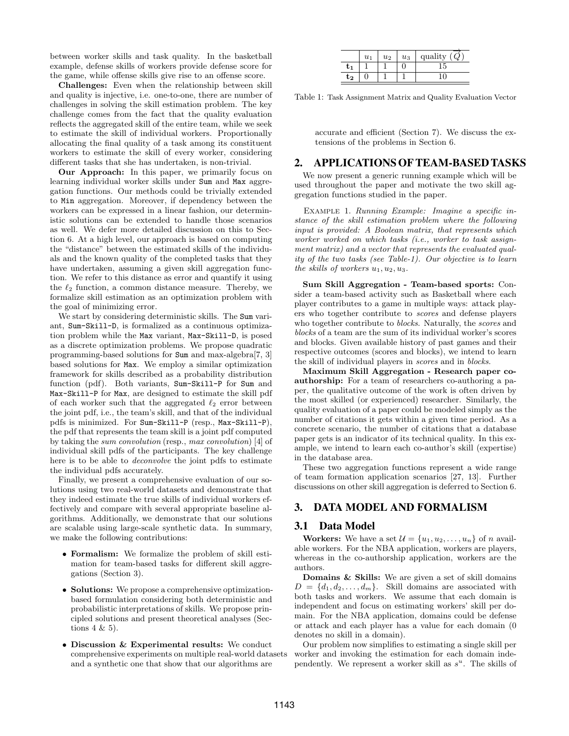between worker skills and task quality. In the basketball example, defense skills of workers provide defense score for the game, while offense skills give rise to an offense score.

**Challenges:** Even when the relationship between skill and quality is injective, i.e. one-to-one, there are number of challenges in solving the skill estimation problem. The key challenge comes from the fact that the quality evaluation reflects the aggregated skill of the entire team, while we seek to estimate the skill of individual workers. Proportionally allocating the final quality of a task among its constituent workers to estimate the skill of every worker, considering different tasks that she has undertaken, is non-trivial.

**Our Approach:** In this paper, we primarily focus on learning individual worker skills under `Sum` and `Max` aggregation functions. Our methods could be trivially extended to `Min` aggregation. Moreover, if dependency between the workers can be expressed in a linear fashion, our deterministic solutions can be extended to handle those scenarios as well. We defer more detailed discussion on this to Section 6. At a high level, our approach is based on computing the "distance" between the estimated skills of the individuals and the known quality of the completed tasks that they have undertaken, assuming a given skill aggregation function. We refer to this distance as error and quantify it using the $\ell_2$ function, a common distance measure. Thereby, we formalize skill estimation as an optimization problem with the goal of minimizing error.

We start by considering deterministic skills. The `Sum` variant, `Sum-Skill-D`, is formalized as a continuous optimization problem while the `Max` variant, `Max-Skill-D`, is posed as a discrete optimization problems. We propose quadratic programming-based solutions for `Sum` and max-algebra[7, 3] based solutions for `Max`. We employ a similar optimization framework for skills described as a probability distribution function (pdf). Both variants, `Sum-Skill-P` for `Sum` and `Max-Skill-P` for `Max`, are designed to estimate the skill pdf of each worker such that the aggregated $\ell_2$ error between the joint pdf, i.e., the team's skill, and that of the individual pdfs is minimized. For `Sum-Skill-P` (resp., `Max-Skill-P`), the pdf that represents the team skill is a joint pdf computed by taking the *sum convolution* (resp., *max convolution*) [4] of individual skill pdfs of the participants. The key challenge here is to be able to *deconvolve* the joint pdfs to estimate the individual pdfs accurately.

Finally, we present a comprehensive evaluation of our solutions using two real-world datasets and demonstrate that they indeed estimate the true skills of individual workers effectively and compare with several appropriate baseline algorithms. Additionally, we demonstrate that our solutions are scalable using large-scale synthetic data. In summary, we make the following contributions:

- **Formalism:** We formalize the problem of skill estimation for team-based tasks for different skill aggregations (Section 3).
- **Solutions:** We propose a comprehensive optimization-based formulation considering both deterministic and probabilistic interpretations of skills. We propose principled solutions and present theoretical analyses (Sections 4 & 5).
- **Discussion & Experimental results:** We conduct comprehensive experiments on multiple real-world datasets and a synthetic one that show that our algorithms are accurate and efficient (Section 7). We discuss the extensions of the problems in Section 6.

| | $u_1$ | $u_2$ | $u_3$ | quality ($\vec{Q}$) |
|---|---|---|---|---|
| $\mathbf{t_1}$ | 1 | 1 | 0 | 15 |
| $\mathbf{t_2}$ | 0 | 1 | 1 | 10 |

Table 1: Task Assignment Matrix and Quality Evaluation Vector

## 2. APPLICATIONS OF TEAM-BASED TASKS

We now present a generic running example which will be used throughout the paper and motivate the two skill aggregation functions studied in the paper.

Example 1. *Running Example: Imagine a specific instance of the skill estimation problem where the following input is provided: A Boolean matrix, that represents which worker worked on which tasks (i.e., worker to task assignment matrix) and a vector that represents the evaluated quality of the two tasks (see Table-1). Our objective is to learn the skills of workers $u_1, u_2, u_3$.*

**Sum Skill Aggregation - Team-based sports:** Consider a team-based activity such as Basketball where each player contributes to a game in multiple ways: attack players who together contribute to *scores* and defense players who together contribute to *blocks*. Naturally, the *scores* and *blocks* of a team are the sum of its individual worker's scores and blocks. Given available history of past games and their respective outcomes (scores and blocks), we intend to learn the skill of individual players in *scores* and in *blocks*.

**Maximum Skill Aggregation - Research paper coauthorship:** For a team of researchers co-authoring a paper, the qualitative outcome of the work is often driven by the most skilled (or experienced) researcher. Similarly, the quality evaluation of a paper could be modeled simply as the number of citations it gets within a given time period. As a concrete scenario, the number of citations that a database paper gets is an indicator of its technical quality. In this example, we intend to learn each co-author's skill (expertise) in the database area.

These two aggregation functions represent a wide range of team formation application scenarios [27, 13]. Further discussions on other skill aggregation is deferred to Section 6.

## 3. DATA MODEL AND FORMALISM

### 3.1 Data Model

**Workers:** We have a set $\mathcal{U} = \{u_1, u_2, \ldots, u_n\}$ of $n$ available workers. For the NBA application, workers are players, whereas in the co-authorship application, workers are the authors.

**Domains & Skills:** We are given a set of skill domains $D = \{d_1, d_2, \ldots, d_m\}$. Skill domains are associated with both tasks and workers. We assume that each domain is independent and focus on estimating workers' skill per domain. For the NBA application, domains could be defense or attack and each player has a value for each domain (0 denotes no skill in a domain).

Our problem now simplifies to estimating a single skill per worker and invoking the estimation for each domain independently. We represent a worker skill as $s^u$. The skills of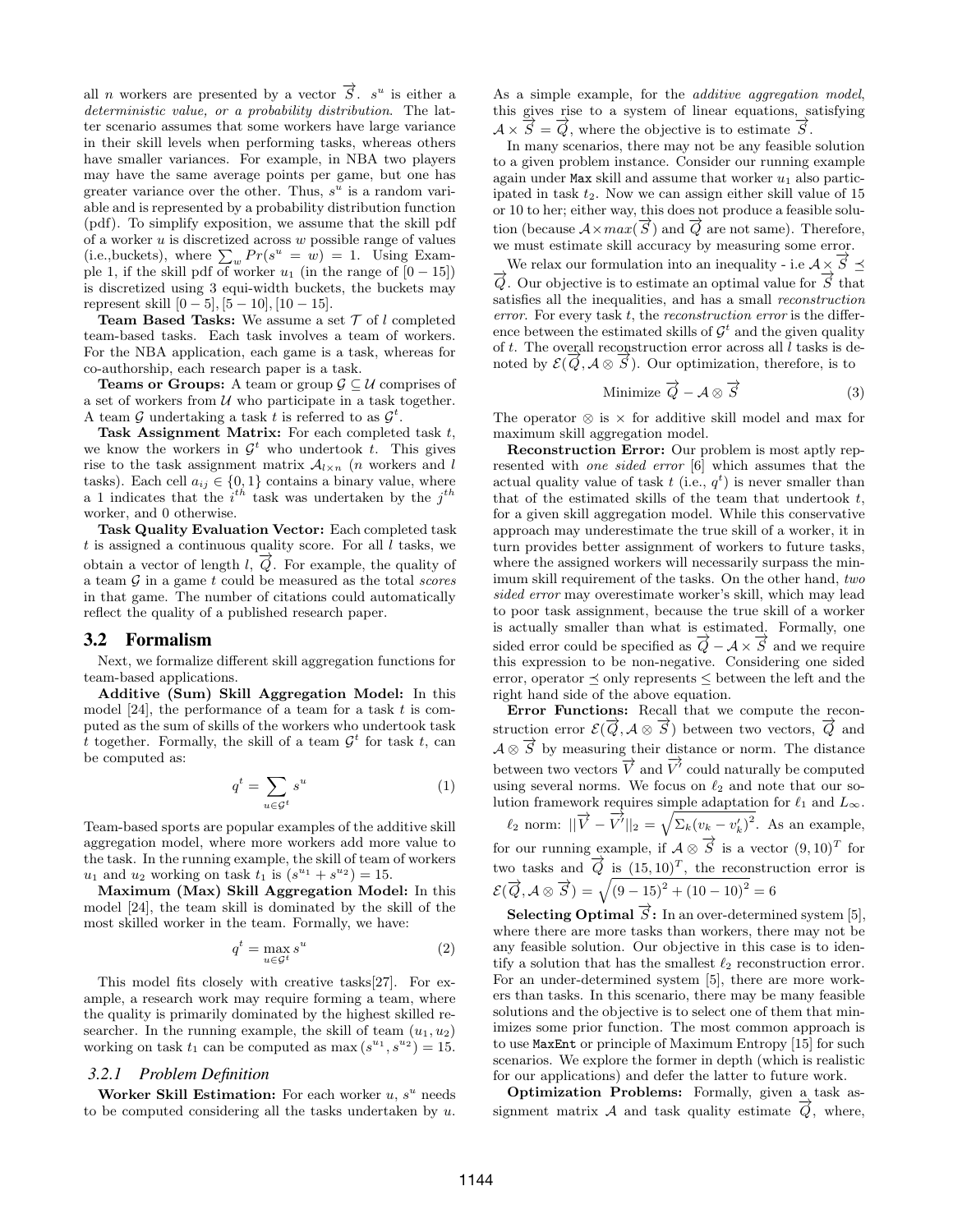all $n$ workers are presented by a vector $\overrightarrow{S}$. $s^u$ is either a *deterministic value, or a probability distribution*. The latter scenario assumes that some workers have large variance in their skill levels when performing tasks, whereas others have smaller variances. For example, in NBA two players may have the same average points per game, but one has greater variance over the other. Thus, $s^u$ is a random variable and is represented by a probability distribution function (pdf). To simplify exposition, we assume that the skill pdf of a worker $u$ is discretized across $w$ possible range of values (i.e.,buckets), where $\sum_w Pr(s^u = w) = 1$. Using Example 1, if the skill pdf of worker $u_1$ (in the range of $[0-15]$) is discretized using 3 equi-width buckets, the buckets may represent skill $[0-5], [5-10], [10-15]$.

**Team Based Tasks:** We assume a set $\mathcal{T}$ of $l$ completed team-based tasks. Each task involves a team of workers. For the NBA application, each game is a task, whereas for co-authorship, each research paper is a task.

**Teams or Groups:** A team or group $\mathcal{G} \subseteq \mathcal{U}$ comprises of a set of workers from $\mathcal{U}$ who participate in a task together. A team $\mathcal{G}$ undertaking a task $t$ is referred to as $\mathcal{G}^t$.

**Task Assignment Matrix:** For each completed task $t$, we know the workers in $\mathcal{G}^t$ who undertook $t$. This gives rise to the task assignment matrix $\mathcal{A}_{l \times n}$ ($n$ workers and $l$ tasks). Each cell $a_{ij} \in \{0, 1\}$ contains a binary value, where a 1 indicates that the $i^{th}$ task was undertaken by the $j^{th}$ worker, and 0 otherwise.

**Task Quality Evaluation Vector:** Each completed task $t$ is assigned a continuous quality score. For all $l$ tasks, we obtain a vector of length $l$, $\overrightarrow{Q}$. For example, the quality of a team $\mathcal{G}$ in a game $t$ could be measured as the total *scores* in that game. The number of citations could automatically reflect the quality of a published research paper.

## 3.2 Formalism

Next, we formalize different skill aggregation functions for team-based applications.

**Additive (Sum) Skill Aggregation Model:** In this model [24], the performance of a team for a task $t$ is computed as the sum of skills of the workers who undertook task $t$ together. Formally, the skill of a team $\mathcal{G}^t$ for task $t$, can be computed as:

$$q^t = \sum_{u \in \mathcal{G}^t} s^u \tag{1}$$

Team-based sports are popular examples of the additive skill aggregation model, where more workers add more value to the task. In the running example, the skill of team of workers $u_1$ and $u_2$ working on task $t_1$ is $(s^{u_1} + s^{u_2}) = 15$.

**Maximum (Max) Skill Aggregation Model:** In this model [24], the team skill is dominated by the skill of the most skilled worker in the team. Formally, we have:

$$q^t = \max_{u \in \mathcal{G}^t} s^u \tag{2}$$

This model fits closely with creative tasks[27]. For example, a research work may require forming a team, where the quality is primarily dominated by the highest skilled researcher. In the running example, the skill of team $(u_1, u_2)$ working on task $t_1$ can be computed as $\max(s^{u_1}, s^{u_2}) = 15$.

### 3.2.1 Problem Definition

**Worker Skill Estimation:** For each worker $u$, $s^u$ needs to be computed considering all the tasks undertaken by $u$. As a simple example, for the *additive aggregation model*, this gives rise to a system of linear equations, satisfying $\mathcal{A} \times \overrightarrow{S} = \overrightarrow{Q}$, where the objective is to estimate $\overrightarrow{S}$.

In many scenarios, there may not be any feasible solution to a given problem instance. Consider our running example again under `Max` skill and assume that worker $u_1$ also participated in task $t_2$. Now we can assign either skill value of 15 or 10 to her; either way, this does not produce a feasible solution (because $\mathcal{A} \times max(\overrightarrow{S})$ and $\overrightarrow{Q}$ are not same). Therefore, we must estimate skill accuracy by measuring some error.

We relax our formulation into an inequality - i.e $\mathcal{A} \times \overrightarrow{S} \preceq \overrightarrow{Q}$. Our objective is to estimate an optimal value for $\overrightarrow{S}$ that satisfies all the inequalities, and has a small *reconstruction error*. For every task $t$, the *reconstruction error* is the difference between the estimated skills of $\mathcal{G}^t$ and the given quality of $t$. The overall reconstruction error across all $l$ tasks is denoted by $\mathcal{E}(\overrightarrow{Q}, \mathcal{A} \otimes \overrightarrow{S})$. Our optimization, therefore, is to

$$\text{Minimize } \overrightarrow{Q} - \mathcal{A} \otimes \overrightarrow{S} \tag{3}$$

The operator $\otimes$ is $\times$ for additive skill model and max for maximum skill aggregation model.

**Reconstruction Error:** Our problem is most aptly represented with *one sided error* [6] which assumes that the actual quality value of task $t$ (i.e., $q^t$) is never smaller than that of the estimated skills of the team that undertook $t$, for a given skill aggregation model. While this conservative approach may underestimate the true skill of a worker, it in turn provides better assignment of workers to future tasks, where the assigned workers will necessarily surpass the minimum skill requirement of the tasks. On the other hand, *two sided error* may overestimate worker's skill, which may lead to poor task assignment, because the true skill of a worker is actually smaller than what is estimated. Formally, one sided error could be specified as $\overrightarrow{Q} - \mathcal{A} \times \overrightarrow{S}$ and we require this expression to be non-negative. Considering one sided error, operator $\preceq$ only represents $\leq$ between the left and the right hand side of the above equation.

**Error Functions:** Recall that we compute the reconstruction error $\mathcal{E}(\overrightarrow{Q}, \mathcal{A} \otimes \overrightarrow{S})$ between two vectors, $\overrightarrow{Q}$ and $\mathcal{A} \otimes \overrightarrow{S}$ by measuring their distance or norm. The distance between two vectors $\overrightarrow{V}$ and $\overrightarrow{V'}$ could naturally be computed using several norms. We focus on $\ell_2$ and note that our solution framework requires simple adaptation for $\ell_1$ and $L_\infty$.

$\ell_2$ norm: $||\overrightarrow{V} - \overrightarrow{V'}||_2 = \sqrt{\Sigma_k (v_k - v'_k)^2}$. As an example, for our running example, if $\mathcal{A} \otimes \overrightarrow{S}$ is a vector $(9, 10)^T$ for two tasks and $\overrightarrow{Q}$ is $(15, 10)^T$, the reconstruction error is $\mathcal{E}(\overrightarrow{Q}, \mathcal{A} \otimes \overrightarrow{S}) = \sqrt{(9-15)^2 + (10-10)^2} = 6$

**Selecting Optimal $\overrightarrow{S}$:** In an over-determined system [5], where there are more tasks than workers, there may not be any feasible solution. Our objective in this case is to identify a solution that has the smallest $\ell_2$ reconstruction error. For an under-determined system [5], there are more workers than tasks. In this scenario, there may be many feasible solutions and the objective is to select one of them that minimizes some prior function. The most common approach is to use `MaxEnt` or principle of Maximum Entropy [15] for such scenarios. We explore the former in depth (which is realistic for our applications) and defer the latter to future work.

**Optimization Problems:** Formally, given a task assignment matrix $\mathcal{A}$ and task quality estimate $\overrightarrow{Q}$, where,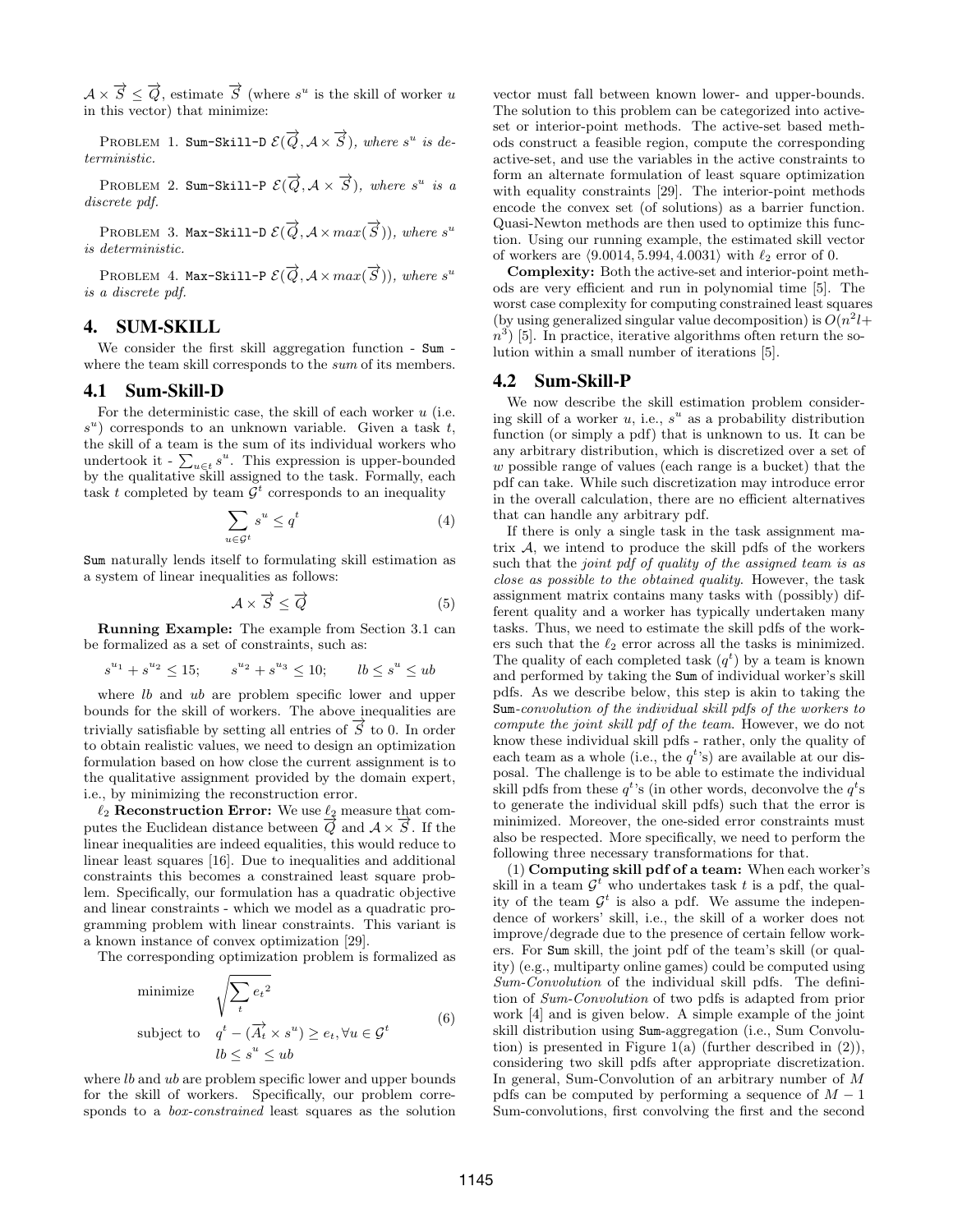$\mathcal{A} \times \overrightarrow{S} \leq \overrightarrow{Q}$, estimate $\overrightarrow{S}$ (where $s^u$ is the skill of worker $u$ in this vector) that minimize:

PROBLEM 1. Sum-Skill-D $\mathcal{E}(\overrightarrow{Q}, \mathcal{A} \times \overrightarrow{S})$, *where $s^u$ is deterministic.*

PROBLEM 2. Sum-Skill-P $\mathcal{E}(\overrightarrow{Q}, \mathcal{A} \times \overrightarrow{S})$, *where $s^u$ is a discrete pdf.*

PROBLEM 3. Max-Skill-D $\mathcal{E}(\overrightarrow{Q}, \mathcal{A} \times max(\overrightarrow{S}))$, *where $s^u$ is deterministic.*

PROBLEM 4. Max-Skill-P $\mathcal{E}(\overrightarrow{Q}, \mathcal{A} \times max(\overrightarrow{S}))$, *where $s^u$ is a discrete pdf.*

# 4. SUM-SKILL

We consider the first skill aggregation function - Sum - where the team skill corresponds to the *sum* of its members.

## 4.1 Sum-Skill-D

For the deterministic case, the skill of each worker $u$ (i.e. $s^u$) corresponds to an unknown variable. Given a task $t$, the skill of a team is the sum of its individual workers who undertook it - $\sum_{u \in t} s^u$. This expression is upper-bounded by the qualitative skill assigned to the task. Formally, each task $t$ completed by team $\mathcal{G}^t$ corresponds to an inequality

$$\sum_{u \in \mathcal{G}^t} s^u \leq q^t \tag{4}$$

Sum naturally lends itself to formulating skill estimation as a system of linear inequalities as follows:

$$\mathcal{A} \times \overrightarrow{S} \leq \overrightarrow{Q} \tag{5}$$

**Running Example:** The example from Section 3.1 can be formalized as a set of constraints, such as:

$$s^{u_1} + s^{u_2} \leq 15; \qquad s^{u_2} + s^{u_3} \leq 10; \qquad lb \leq s^u \leq ub$$

where $lb$ and $ub$ are problem specific lower and upper bounds for the skill of workers. The above inequalities are trivially satisfiable by setting all entries of $\overrightarrow{S}$ to 0. In order to obtain realistic values, we need to design an optimization formulation based on how close the current assignment is to the qualitative assignment provided by the domain expert, i.e., by minimizing the reconstruction error.

**$\ell_2$ Reconstruction Error:** We use $\ell_2$ measure that computes the Euclidean distance between $\overrightarrow{Q}$ and $\mathcal{A} \times \overrightarrow{S}$. If the linear inequalities are indeed equalities, this would reduce to linear least squares [16]. Due to inequalities and additional constraints this becomes a constrained least square problem. Specifically, our formulation has a quadratic objective and linear constraints - which we model as a quadratic programming problem with linear constraints. This variant is a known instance of convex optimization [29].

The corresponding optimization problem is formalized as

$$\begin{aligned} \text{minimize} \quad & \sqrt{\sum_t {e_t}^2} \\ \text{subject to} \quad & q^t - (\overrightarrow{A_t} \times s^u) \geq e_t, \forall u \in \mathcal{G}^t \\ & lb \leq s^u \leq ub \end{aligned} \tag{6}$$

where $lb$ and $ub$ are problem specific lower and upper bounds for the skill of workers. Specifically, our problem corresponds to a *box-constrained* least squares as the solution vector must fall between known lower- and upper-bounds. The solution to this problem can be categorized into active-set or interior-point methods. The active-set based methods construct a feasible region, compute the corresponding active-set, and use the variables in the active constraints to form an alternate formulation of least square optimization with equality constraints [29]. The interior-point methods encode the convex set (of solutions) as a barrier function. Quasi-Newton methods are then used to optimize this function. Using our running example, the estimated skill vector of workers are $\langle 9.0014, 5.994, 4.0031 \rangle$ with $\ell_2$ error of 0.

**Complexity:** Both the active-set and interior-point methods are very efficient and run in polynomial time [5]. The worst case complexity for computing constrained least squares (by using generalized singular value decomposition) is $O(n^2 l + n^3)$ [5]. In practice, iterative algorithms often return the solution within a small number of iterations [5].

## 4.2 Sum-Skill-P

We now describe the skill estimation problem considering skill of a worker $u$, i.e., $s^u$ as a probability distribution function (or simply a pdf) that is unknown to us. It can be any arbitrary distribution, which is discretized over a set of $w$ possible range of values (each range is a bucket) that the pdf can take. While such discretization may introduce error in the overall calculation, there are no efficient alternatives that can handle any arbitrary pdf.

If there is only a single task in the task assignment matrix $\mathcal{A}$, we intend to produce the skill pdfs of the workers such that the *joint pdf of quality of the assigned team is as close as possible to the obtained quality*. However, the task assignment matrix contains many tasks with (possibly) different quality and a worker has typically undertaken many tasks. Thus, we need to estimate the skill pdfs of the workers such that the $\ell_2$ error across all the tasks is minimized. The quality of each completed task ($q^t$) by a team is known and performed by taking the Sum of individual worker's skill pdfs. As we describe below, this step is akin to taking the Sum*-convolution of the individual skill pdfs of the workers to compute the joint skill pdf of the team*. However, we do not know these individual skill pdfs - rather, only the quality of each team as a whole (i.e., the $q^t$'s) are available at our disposal. The challenge is to be able to estimate the individual skill pdfs from these $q^t$'s (in other words, deconvolve the $q^t$s to generate the individual skill pdfs) such that the error is minimized. Moreover, the one-sided error constraints must also be respected. More specifically, we need to perform the following three necessary transformations for that.

(1) **Computing skill pdf of a team:** When each worker's skill in a team $\mathcal{G}^t$ who undertakes task $t$ is a pdf, the quality of the team $\mathcal{G}^t$ is also a pdf. We assume the independence of workers' skill, i.e., the skill of a worker does not improve/degrade due to the presence of certain fellow workers. For Sum skill, the joint pdf of the team's skill (or quality) (e.g., multiparty online games) could be computed using *Sum-Convolution* of the individual skill pdfs. The definition of *Sum-Convolution* of two pdfs is adapted from prior work [4] and is given below. A simple example of the joint skill distribution using Sum-aggregation (i.e., Sum Convolution) is presented in Figure 1(a) (further described in (2)), considering two skill pdfs after appropriate discretization. In general, Sum-Convolution of an arbitrary number of $M$ pdfs can be computed by performing a sequence of $M - 1$ Sum-convolutions, first convolving the first and the second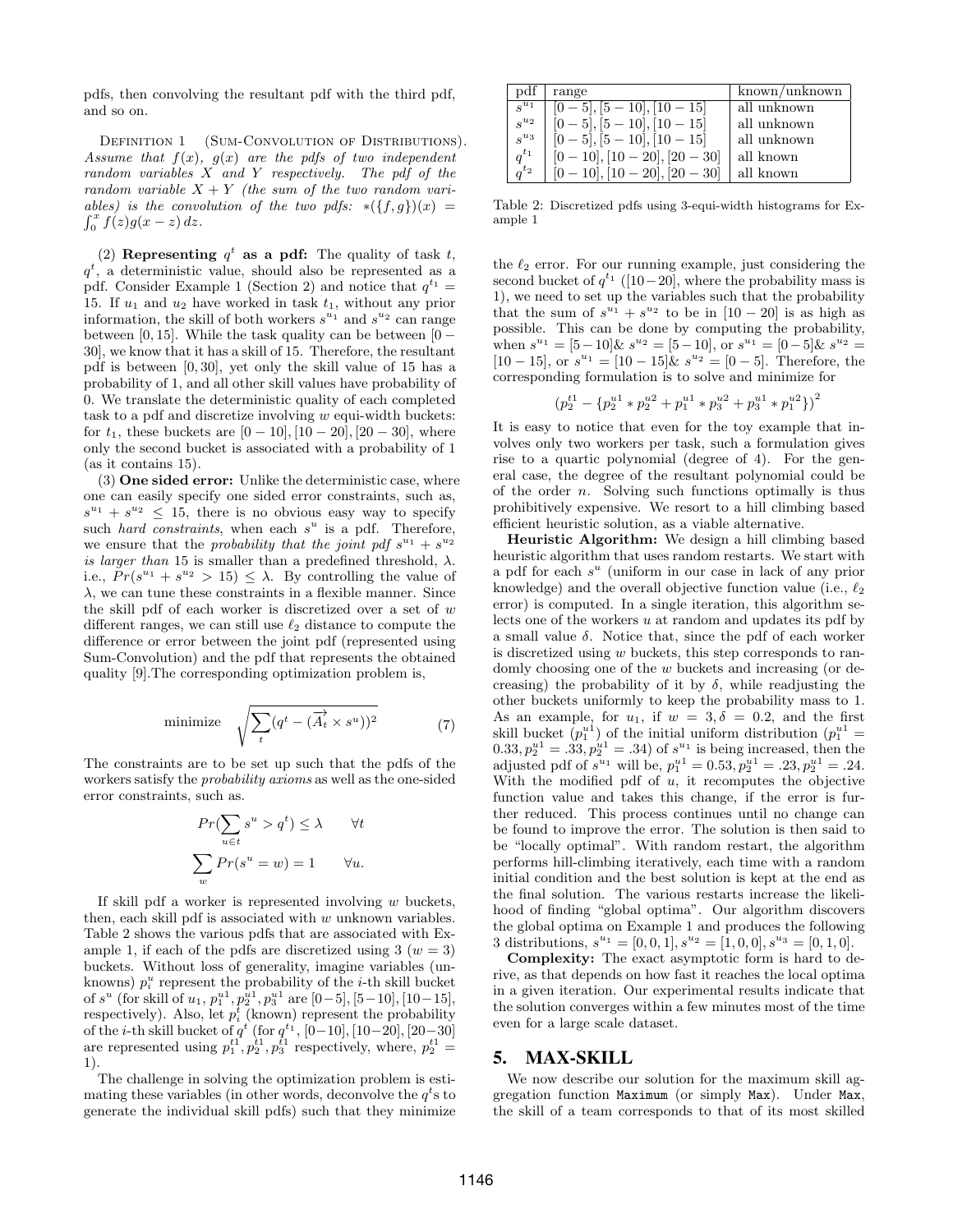pdfs, then convolving the resultant pdf with the third pdf, and so on.

Definition 1 (Sum-Convolution of Distributions). *Assume that $f(x)$, $g(x)$ are the pdfs of two independent random variables $X$ and $Y$ respectively. The pdf of the random variable $X + Y$ (the sum of the two random variables) is the convolution of the two pdfs: $*(\{f, g\})(x) = \int_0^x f(z)g(x-z)\, dz$.*

(2) **Representing $q^t$ as a pdf:** The quality of task $t$, $q^t$, a deterministic value, should also be represented as a pdf. Consider Example 1 (Section 2) and notice that $q^{t_1} = 15$. If $u_1$ and $u_2$ have worked in task $t_1$, without any prior information, the skill of both workers $s^{u_1}$ and $s^{u_2}$ can range between $[0, 15]$. While the task quality can be between $[0-30]$, we know that it has a skill of 15. Therefore, the resultant pdf is between $[0, 30]$, yet only the skill value of 15 has a probability of 1, and all other skill values have probability of 0. We translate the deterministic quality of each completed task to a pdf and discretize involving $w$ equi-width buckets: for $t_1$, these buckets are $[0-10], [10-20], [20-30]$, where only the second bucket is associated with a probability of 1 (as it contains 15).

(3) **One sided error:** Unlike the deterministic case, where one can easily specify one sided error constraints, such as, $s^{u_1} + s^{u_2} \leq 15$, there is no obvious easy way to specify such *hard constraints*, when each $s^u$ is a pdf. Therefore, we ensure that the *probability that the joint pdf $s^{u_1} + s^{u_2}$ is larger than* 15 is smaller than a predefined threshold, $\lambda$. i.e., $Pr(s^{u_1} + s^{u_2} > 15) \leq \lambda$. By controlling the value of $\lambda$, we can tune these constraints in a flexible manner. Since the skill pdf of each worker is discretized over a set of $w$ different ranges, we can still use $\ell_2$ distance to compute the difference or error between the joint pdf (represented using Sum-Convolution) and the pdf that represents the obtained quality [9].The corresponding optimization problem is,

$$\text{minimize} \quad \sqrt{\sum_t (q^t - (\overrightarrow{A_t} \times s^u))^2} \tag{7}$$

The constraints are to be set up such that the pdfs of the workers satisfy the *probability axioms* as well as the one-sided error constraints, such as.

$$Pr(\sum_{u \in t} s^u > q^t) \leq \lambda \qquad \forall t$$

$$\sum_w Pr(s^u = w) = 1 \qquad \forall u.$$

If skill pdf a worker is represented involving $w$ buckets, then, each skill pdf is associated with $w$ unknown variables. Table 2 shows the various pdfs that are associated with Example 1, if each of the pdfs are discretized using 3 ($w = 3$) buckets. Without loss of generality, imagine variables (unknowns) $p_i^u$ represent the probability of the $i$-th skill bucket of $s^u$ (for skill of $u_1$, $p_1^{u1}, p_2^{u1}, p_3^{u1}$ are $[0-5], [5-10], [10-15]$, respectively). Also, let $p_i^t$ (known) represent the probability of the $i$-th skill bucket of $q^t$ (for $q^{t_1}$, $[0-10], [10-20], [20-30]$ are represented using $p_1^{t1}, p_2^{t1}, p_3^{t1}$ respectively, where, $p_2^{t1} = 1$).

The challenge in solving the optimization problem is estimating these variables (in other words, deconvolve the $q^t$s to generate the individual skill pdfs) such that they minimize

| pdf | range | known/unknown |
|---|---|---|
| $s^{u_1}$ | $[0-5], [5-10], [10-15]$ | all unknown |
| $s^{u_2}$ | $[0-5], [5-10], [10-15]$ | all unknown |
| $s^{u_3}$ | $[0-5], [5-10], [10-15]$ | all unknown |
| $q^{t_1}$ | $[0-10], [10-20], [20-30]$ | all known |
| $q^{t_2}$ | $[0-10], [10-20], [20-30]$ | all known |

Table 2: Discretized pdfs using 3-equi-width histograms for Example 1

the $\ell_2$ error. For our running example, just considering the second bucket of $q^{t_1}$ ($[10-20]$, where the probability mass is 1), we need to set up the variables such that the probability that the sum of $s^{u_1} + s^{u_2}$ to be in $[10-20]$ is as high as possible. This can be done by computing the probability, when $s^{u_1} = [5-10]$& $s^{u_2} = [5-10]$, or $s^{u_1} = [0-5]$& $s^{u_2} = [10-15]$, or $s^{u_1} = [10-15]$& $s^{u_2} = [0-5]$. Therefore, the corresponding formulation is to solve and minimize for

$$(p_2^{t1} - \{p_2^{u1} * p_2^{u2} + p_1^{u1} * p_3^{u2} + p_3^{u1} * p_1^{u2}\})^2$$

It is easy to notice that even for the toy example that involves only two workers per task, such a formulation gives rise to a quartic polynomial (degree of 4). For the general case, the degree of the resultant polynomial could be of the order $n$. Solving such functions optimally is thus prohibitively expensive. We resort to a hill climbing based efficient heuristic solution, as a viable alternative.

**Heuristic Algorithm:** We design a hill climbing based heuristic algorithm that uses random restarts. We start with a pdf for each $s^u$ (uniform in our case in lack of any prior knowledge) and the overall objective function value (i.e., $\ell_2$ error) is computed. In a single iteration, this algorithm selects one of the workers $u$ at random and updates its pdf by a small value $\delta$. Notice that, since the pdf of each worker is discretized using $w$ buckets, this step corresponds to randomly choosing one of the $w$ buckets and increasing (or decreasing) the probability of it by $\delta$, while readjusting the other buckets uniformly to keep the probability mass to 1. As an example, for $u_1$, if $w = 3, \delta = 0.2$, and the first skill bucket ($p_1^{u1}$) of the initial uniform distribution ($p_1^{u1} = 0.33, p_2^{u1} = .33, p_2^{u1} = .34$) of $s^{u_1}$ is being increased, then the adjusted pdf of $s^{u1}$ will be, $p_1^{u1} = 0.53, p_2^{u1} = .23, p_2^{u1} = .24$. With the modified pdf of $u$, it recomputes the objective function value and takes this change, if the error is further reduced. This process continues until no change can be found to improve the error. The solution is then said to be "locally optimal". With random restart, the algorithm performs hill-climbing iteratively, each time with a random initial condition and the best solution is kept at the end as the final solution. The various restarts increase the likelihood of finding "global optima". Our algorithm discovers the global optima on Example 1 and produces the following 3 distributions, $s^{u_1} = [0, 0, 1], s^{u_2} = [1, 0, 0], s^{u_3} = [0, 1, 0]$.

**Complexity:** The exact asymptotic form is hard to derive, as that depends on how fast it reaches the local optima in a given iteration. Our experimental results indicate that the solution converges within a few minutes most of the time even for a large scale dataset.

## 5. MAX-SKILL

We now describe our solution for the maximum skill aggregation function `Maximum` (or simply `Max`). Under `Max`, the skill of a team corresponds to that of its most skilled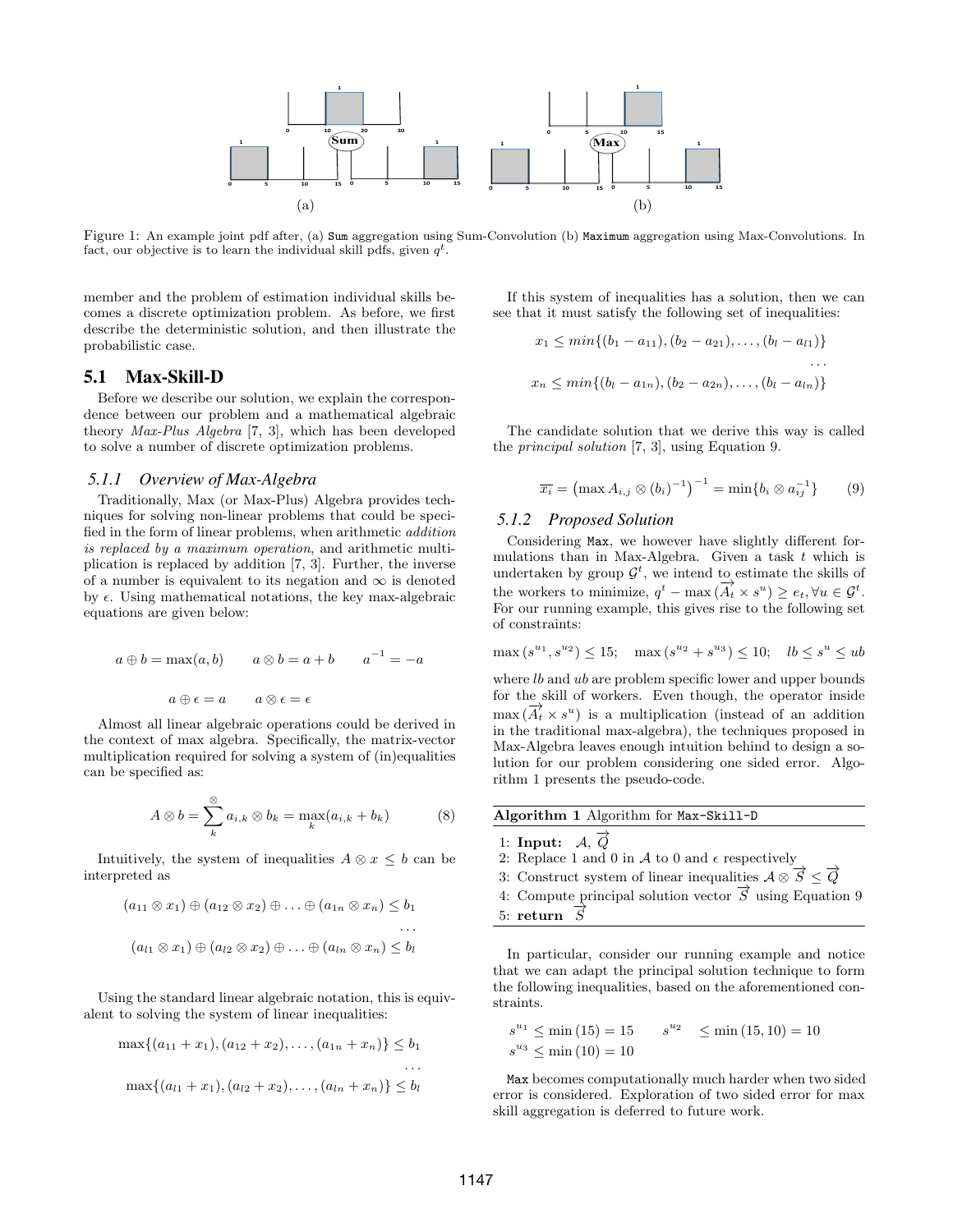Figure 1: An example joint pdf after, (a) Sum aggregation using Sum-Convolution (b) Maximum aggregation using Max-Convolutions. In fact, our objective is to learn the individual skill pdfs, given $q^t$.

member and the problem of estimation individual skills becomes a discrete optimization problem. As before, we first describe the deterministic solution, and then illustrate the probabilistic case.

## 5.1 Max-Skill-D

Before we describe our solution, we explain the correspondence between our problem and a mathematical algebraic theory *Max-Plus Algebra* [7, 3], which has been developed to solve a number of discrete optimization problems.

### 5.1.1 *Overview of Max-Algebra*

Traditionally, Max (or Max-Plus) Algebra provides techniques for solving non-linear problems that could be specified in the form of linear problems, when arithmetic *addition is replaced by a maximum operation*, and arithmetic multiplication is replaced by addition [7, 3]. Further, the inverse of a number is equivalent to its negation and $\infty$ is denoted by $\epsilon$. Using mathematical notations, the key max-algebraic equations are given below:

$$a \oplus b = \max(a, b) \qquad a \otimes b = a + b \qquad a^{-1} = -a$$

$$a \oplus \epsilon = a \qquad a \otimes \epsilon = \epsilon$$

Almost all linear algebraic operations could be derived in the context of max algebra. Specifically, the matrix-vector multiplication required for solving a system of (in)equalities can be specified as:

$$A \otimes b = \sum_{k}^{\otimes} a_{i,k} \otimes b_k = \max_k (a_{i,k} + b_k) \tag{8}$$

Intuitively, the system of inequalities $A \otimes x \leq b$ can be interpreted as

$$(a_{11} \otimes x_1) \oplus (a_{12} \otimes x_2) \oplus \ldots \oplus (a_{1n} \otimes x_n) \leq b_1$$
$$\ldots$$
$$(a_{l1} \otimes x_1) \oplus (a_{l2} \otimes x_2) \oplus \ldots \oplus (a_{ln} \otimes x_n) \leq b_l$$

Using the standard linear algebraic notation, this is equivalent to solving the system of linear inequalities:

$$\max\{(a_{11} + x_1), (a_{12} + x_2), \ldots, (a_{1n} + x_n)\} \leq b_1$$
$$\ldots$$
$$\max\{(a_{l1} + x_1), (a_{l2} + x_2), \ldots, (a_{ln} + x_n)\} \leq b_l$$

If this system of inequalities has a solution, then we can see that it must satisfy the following set of inequalities:

$$x_1 \leq min\{(b_1 - a_{11}), (b_2 - a_{21}), \ldots, (b_l - a_{l1})\}$$
$$\ldots$$
$$x_n \leq min\{(b_l - a_{1n}), (b_2 - a_{2n}), \ldots, (b_l - a_{ln})\}$$

The candidate solution that we derive this way is called the *principal solution* [7, 3], using Equation 9.

$$\overline{x_i} = \left(\max A_{i,j} \otimes (b_i)^{-1}\right)^{-1} = \min\{b_i \otimes a_{ij}^{-1}\} \tag{9}$$

### 5.1.2 *Proposed Solution*

Considering Max, we however have slightly different formulations than in Max-Algebra. Given a task $t$ which is undertaken by group $\mathcal{G}^t$, we intend to estimate the skills of the workers to minimize, $q^t - \max(\overrightarrow{A_t} \times s^u) \geq e_t, \forall u \in \mathcal{G}^t$. For our running example, this gives rise to the following set of constraints:

$$\max(s^{u_1}, s^{u_2}) \leq 15; \quad \max(s^{u_2} + s^{u_3}) \leq 10; \quad lb \leq s^u \leq ub$$

where $lb$ and $ub$ are problem specific lower and upper bounds for the skill of workers. Even though, the operator inside $\max(\overrightarrow{A_t} \times s^u)$ is a multiplication (instead of an addition in the traditional max-algebra), the techniques proposed in Max-Algebra leaves enough intuition behind to design a solution for our problem considering one sided error. Algorithm 1 presents the pseudo-code.

**Algorithm 1** Algorithm for Max-Skill-D

1: **Input:** $\mathcal{A}$, $\overrightarrow{Q}$
2: Replace 1 and 0 in $\mathcal{A}$ to 0 and $\epsilon$ respectively
3: Construct system of linear inequalities $\mathcal{A} \otimes \overrightarrow{S} \leq \overrightarrow{Q}$
4: Compute principal solution vector $\overrightarrow{S}$ using Equation 9
5: **return** $\overrightarrow{S}$

In particular, consider our running example and notice that we can adapt the principal solution technique to form the following inequalities, based on the aforementioned constraints.

$$s^{u_1} \leq \min(15) = 15 \qquad s^{u_2} \leq \min(15, 10) = 10$$
$$s^{u_3} \leq \min(10) = 10$$

Max becomes computationally much harder when two sided error is considered. Exploration of two sided error for max skill aggregation is deferred to future work.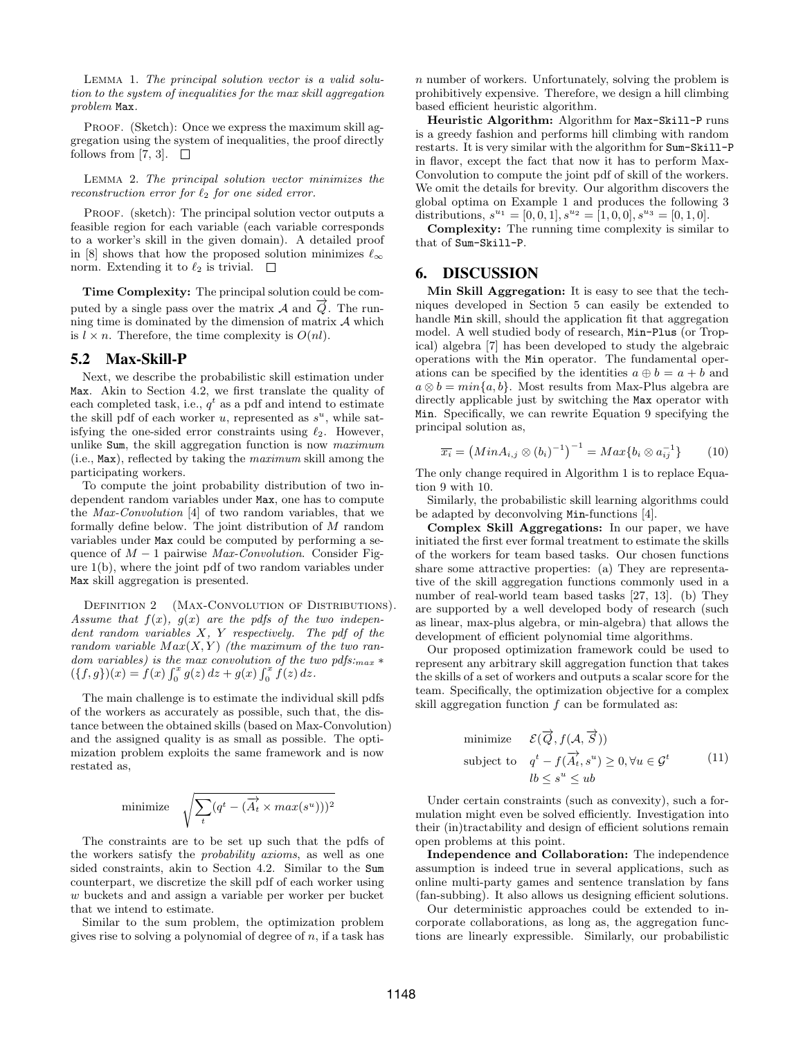LEMMA 1. *The principal solution vector is a valid solution to the system of inequalities for the max skill aggregation problem* Max.

PROOF. (Sketch): Once we express the maximum skill aggregation using the system of inequalities, the proof directly follows from [7, 3]. □

LEMMA 2. *The principal solution vector minimizes the reconstruction error for $\ell_2$ for one sided error.*

PROOF. (sketch): The principal solution vector outputs a feasible region for each variable (each variable corresponds to a worker's skill in the given domain). A detailed proof in [8] shows that how the proposed solution minimizes $\ell_\infty$ norm. Extending it to $\ell_2$ is trivial. □

**Time Complexity:** The principal solution could be computed by a single pass over the matrix $\mathcal{A}$ and $\overrightarrow{Q}$. The running time is dominated by the dimension of matrix $\mathcal{A}$ which is $l \times n$. Therefore, the time complexity is $O(nl)$.

## 5.2 Max-Skill-P

Next, we describe the probabilistic skill estimation under Max. Akin to Section 4.2, we first translate the quality of each completed task, i.e., $q^t$ as a pdf and intend to estimate the skill pdf of each worker $u$, represented as $s^u$, while satisfying the one-sided error constraints using $\ell_2$. However, unlike Sum, the skill aggregation function is now *maximum* (i.e., Max), reflected by taking the *maximum* skill among the participating workers.

To compute the joint probability distribution of two independent random variables under Max, one has to compute the *Max-Convolution* [4] of two random variables, that we formally define below. The joint distribution of $M$ random variables under Max could be computed by performing a sequence of $M-1$ pairwise *Max-Convolution*. Consider Figure 1(b), where the joint pdf of two random variables under Max skill aggregation is presented.

DEFINITION 2 (MAX-CONVOLUTION OF DISTRIBUTIONS). *Assume that $f(x)$, $g(x)$ are the pdfs of the two independent random variables $X$, $Y$ respectively. The pdf of the random variable $Max(X, Y)$ (the maximum of the two random variables) is the max convolution of the two pdfs:$_{max}*(\{f, g\})(x) = f(x)\int_0^x g(z)\,dz + g(x)\int_0^x f(z)\,dz$.*

The main challenge is to estimate the individual skill pdfs of the workers as accurately as possible, such that, the distance between the obtained skills (based on Max-Convolution) and the assigned quality is as small as possible. The optimization problem exploits the same framework and is now restated as,

$$\text{minimize} \quad \sqrt{\sum_t (q^t - (\overrightarrow{A_t} \times max(s^u)))^2}$$

The constraints are to be set up such that the pdfs of the workers satisfy the *probability axioms*, as well as one sided constraints, akin to Section 4.2. Similar to the Sum counterpart, we discretize the skill pdf of each worker using $w$ buckets and and assign a variable per worker per bucket that we intend to estimate.

Similar to the sum problem, the optimization problem gives rise to solving a polynomial of degree of $n$, if a task has $n$ number of workers. Unfortunately, solving the problem is prohibitively expensive. Therefore, we design a hill climbing based efficient heuristic algorithm.

**Heuristic Algorithm:** Algorithm for Max-Skill-P runs is a greedy fashion and performs hill climbing with random restarts. It is very similar with the algorithm for Sum-Skill-P in flavor, except the fact that now it has to perform Max-Convolution to compute the joint pdf of skill of the workers. We omit the details for brevity. Our algorithm discovers the global optima on Example 1 and produces the following 3 distributions, $s^{u_1} = [0, 0, 1], s^{u_2} = [1, 0, 0], s^{u_3} = [0, 1, 0]$.

**Complexity:** The running time complexity is similar to that of Sum-Skill-P.

# 6. DISCUSSION

**Min Skill Aggregation:** It is easy to see that the techniques developed in Section 5 can easily be extended to handle Min skill, should the application fit that aggregation model. A well studied body of research, Min-Plus (or Tropical) algebra [7] has been developed to study the algebraic operations with the Min operator. The fundamental operations can be specified by the identities $a \oplus b = a + b$ and $a \otimes b = min\{a, b\}$. Most results from Max-Plus algebra are directly applicable just by switching the Max operator with Min. Specifically, we can rewrite Equation 9 specifying the principal solution as,

$$\overline{x_i} = \left(MinA_{i,j} \otimes (b_i)^{-1}\right)^{-1} = Max\{b_i \otimes a_{ij}^{-1}\} \qquad (10)$$

The only change required in Algorithm 1 is to replace Equation 9 with 10.

Similarly, the probabilistic skill learning algorithms could be adapted by deconvolving Min-functions [4].

**Complex Skill Aggregations:** In our paper, we have initiated the first ever formal treatment to estimate the skills of the workers for team based tasks. Our chosen functions share some attractive properties: (a) They are representative of the skill aggregation functions commonly used in a number of real-world team based tasks [27, 13]. (b) They are supported by a well developed body of research (such as linear, max-plus algebra, or min-algebra) that allows the development of efficient polynomial time algorithms.

Our proposed optimization framework could be used to represent any arbitrary skill aggregation function that takes the skills of a set of workers and outputs a scalar score for the team. Specifically, the optimization objective for a complex skill aggregation function $f$ can be formulated as:

$$\begin{aligned} \text{minimize} \quad & \mathcal{E}(\overrightarrow{Q}, f(\mathcal{A}, \overrightarrow{S})) \\ \text{subject to} \quad & q^t - f(\overrightarrow{A_t}, s^u) \geq 0, \forall u \in \mathcal{G}^t \\ & lb \leq s^u \leq ub \end{aligned} \qquad (11)$$

Under certain constraints (such as convexity), such a formulation might even be solved efficiently. Investigation into their (in)tractability and design of efficient solutions remain open problems at this point.

**Independence and Collaboration:** The independence assumption is indeed true in several applications, such as online multi-party games and sentence translation by fans (fan-subbing). It also allows us designing efficient solutions.

Our deterministic approaches could be extended to incorporate collaborations, as long as, the aggregation functions are linearly expressible. Similarly, our probabilistic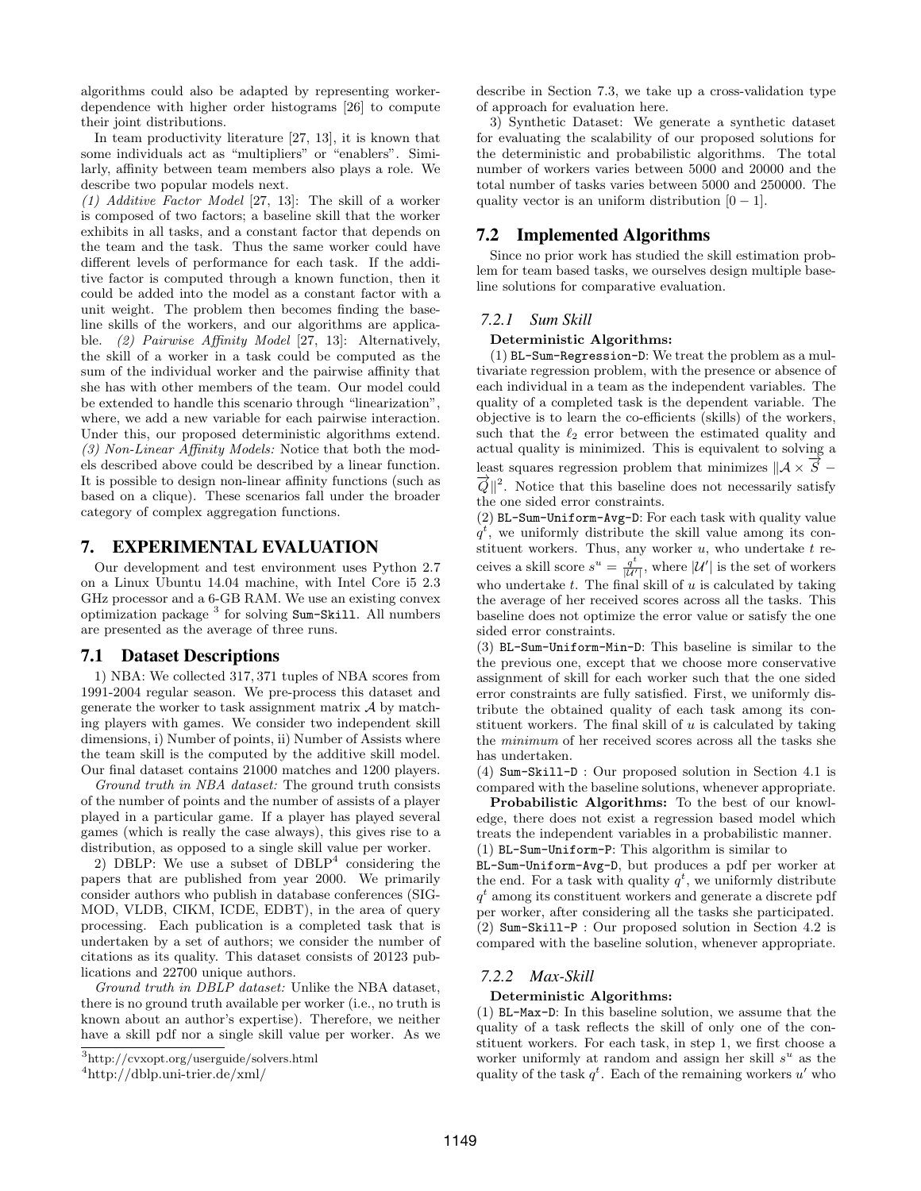algorithms could also be adapted by representing worker-dependence with higher order histograms [26] to compute their joint distributions.

In team productivity literature [27, 13], it is known that some individuals act as "multipliers" or "enablers". Similarly, affinity between team members also plays a role. We describe two popular models next.

*(1) Additive Factor Model* [27, 13]: The skill of a worker is composed of two factors; a baseline skill that the worker exhibits in all tasks, and a constant factor that depends on the team and the task. Thus the same worker could have different levels of performance for each task. If the additive factor is computed through a known function, then it could be added into the model as a constant factor with a unit weight. The problem then becomes finding the baseline skills of the workers, and our algorithms are applicable. *(2) Pairwise Affinity Model* [27, 13]: Alternatively, the skill of a worker in a task could be computed as the sum of the individual worker and the pairwise affinity that she has with other members of the team. Our model could be extended to handle this scenario through "linearization", where, we add a new variable for each pairwise interaction. Under this, our proposed deterministic algorithms extend. *(3) Non-Linear Affinity Models:* Notice that both the models described above could be described by a linear function. It is possible to design non-linear affinity functions (such as based on a clique). These scenarios fall under the broader category of complex aggregation functions.

# 7. EXPERIMENTAL EVALUATION

Our development and test environment uses Python 2.7 on a Linux Ubuntu 14.04 machine, with Intel Core i5 2.3 GHz processor and a 6-GB RAM. We use an existing convex optimization package [3] for solving `Sum-Skill`. All numbers are presented as the average of three runs.

## 7.1 Dataset Descriptions

1) NBA: We collected 317,371 tuples of NBA scores from 1991-2004 regular season. We pre-process this dataset and generate the worker to task assignment matrix $\mathcal{A}$ by matching players with games. We consider two independent skill dimensions, i) Number of points, ii) Number of Assists where the team skill is the computed by the additive skill model. Our final dataset contains 21000 matches and 1200 players.

*Ground truth in NBA dataset:* The ground truth consists of the number of points and the number of assists of a player played in a particular game. If a player has played several games (which is really the case always), this gives rise to a distribution, as opposed to a single skill value per worker.

2) DBLP: We use a subset of DBLP[4] considering the papers that are published from year 2000. We primarily consider authors who publish in database conferences (SIGMOD, VLDB, CIKM, ICDE, EDBT), in the area of query processing. Each publication is a completed task that is undertaken by a set of authors; we consider the number of citations as its quality. This dataset consists of 20123 publications and 22700 unique authors.

*Ground truth in DBLP dataset:* Unlike the NBA dataset, there is no ground truth available per worker (i.e., no truth is known about an author's expertise). Therefore, we neither have a skill pdf nor a single skill value per worker. As we describe in Section 7.3, we take up a cross-validation type of approach for evaluation here.

3) Synthetic Dataset: We generate a synthetic dataset for evaluating the scalability of our proposed solutions for the deterministic and probabilistic algorithms. The total number of workers varies between 5000 and 20000 and the total number of tasks varies between 5000 and 250000. The quality vector is an uniform distribution $[0-1]$.

## 7.2 Implemented Algorithms

Since no prior work has studied the skill estimation problem for team based tasks, we ourselves design multiple baseline solutions for comparative evaluation.

### 7.2.1 Sum Skill

**Deterministic Algorithms:**

(1) `BL-Sum-Regression-D`: We treat the problem as a multivariate regression problem, with the presence or absence of each individual in a team as the independent variables. The quality of a completed task is the dependent variable. The objective is to learn the co-efficients (skills) of the workers, such that the $\ell_2$ error between the estimated quality and actual quality is minimized. This is equivalent to solving a least squares regression problem that minimizes $\|\mathcal{A} \times \overrightarrow{S} - \overrightarrow{Q}\|^2$. Notice that this baseline does not necessarily satisfy the one sided error constraints.

(2) `BL-Sum-Uniform-Avg-D`: For each task with quality value $q^t$, we uniformly distribute the skill value among its constituent workers. Thus, any worker $u$, who undertake $t$ receives a skill score $s^u = \frac{q^t}{|\mathcal{U}'|}$, where $|\mathcal{U}'|$ is the set of workers who undertake $t$. The final skill of $u$ is calculated by taking the average of her received scores across all the tasks. This baseline does not optimize the error value or satisfy the one sided error constraints.

(3) `BL-Sum-Uniform-Min-D`: This baseline is similar to the previous one, except that we choose more conservative assignment of skill for each worker such that the one sided error constraints are fully satisfied. First, we uniformly distribute the obtained quality of each task among its constituent workers. The final skill of $u$ is calculated by taking the *minimum* of her received scores across all the tasks she has undertaken.

(4) `Sum-Skill-D` : Our proposed solution in Section 4.1 is compared with the baseline solutions, whenever appropriate.

**Probabilistic Algorithms:** To the best of our knowledge, there does not exist a regression based model which treats the independent variables in a probabilistic manner.

(1) `BL-Sum-Uniform-P`: This algorithm is similar to `BL-Sum-Uniform-Avg-D`, but produces a pdf per worker at the end. For a task with quality $q^t$, we uniformly distribute $q^t$ among its constituent workers and generate a discrete pdf per worker, after considering all the tasks she participated.

(2) `Sum-Skill-P` : Our proposed solution in Section 4.2 is compared with the baseline solution, whenever appropriate.

### 7.2.2 Max-Skill

**Deterministic Algorithms:**

(1) `BL-Max-D`: In this baseline solution, we assume that the quality of a task reflects the skill of only one of the constituent workers. For each task, in step 1, we first choose a worker uniformly at random and assign her skill $s^u$ as the quality of the task $q^t$. Each of the remaining workers $u'$ who

[3] http://cvxopt.org/userguide/solvers.html

[4] http://dblp.uni-trier.de/xml/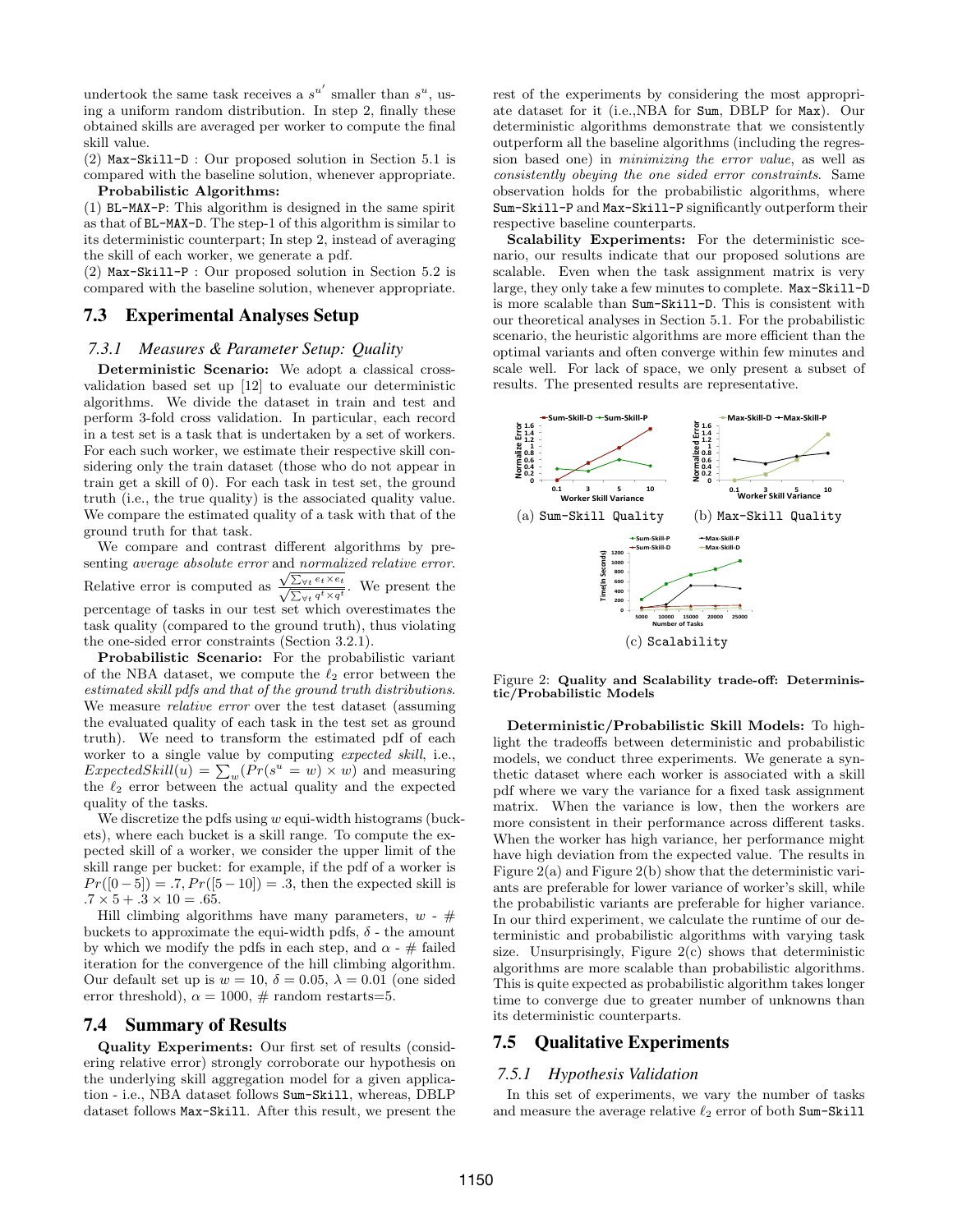undertook the same task receives a $s^{u'}$ smaller than $s^u$, using a uniform random distribution. In step 2, finally these obtained skills are averaged per worker to compute the final skill value.

(2) `Max-Skill-D` : Our proposed solution in Section 5.1 is compared with the baseline solution, whenever appropriate.

**Probabilistic Algorithms:**

(1) `BL-MAX-P`: This algorithm is designed in the same spirit as that of `BL-MAX-D`. The step-1 of this algorithm is similar to its deterministic counterpart; In step 2, instead of averaging the skill of each worker, we generate a pdf.

(2) `Max-Skill-P` : Our proposed solution in Section 5.2 is compared with the baseline solution, whenever appropriate.

## 7.3 Experimental Analyses Setup

### 7.3.1 Measures & Parameter Setup: Quality

**Deterministic Scenario:** We adopt a classical cross-validation based set up [12] to evaluate our deterministic algorithms. We divide the dataset in train and test and perform 3-fold cross validation. In particular, each record in a test set is a task that is undertaken by a set of workers. For each such worker, we estimate their respective skill considering only the train dataset (those who do not appear in train get a skill of 0). For each task in test set, the ground truth (i.e., the true quality) is the associated quality value. We compare the estimated quality of a task with that of the ground truth for that task.

We compare and contrast different algorithms by presenting *average absolute error* and *normalized relative error*. Relative error is computed as $\frac{\sqrt{\sum_{\forall t} e_t \times e_t}}{\sqrt{\sum_{\forall t} q^t \times q^t}}$. We present the percentage of tasks in our test set which overestimates the task quality (compared to the ground truth), thus violating the one-sided error constraints (Section 3.2.1).

**Probabilistic Scenario:** For the probabilistic variant of the NBA dataset, we compute the $\ell_2$ error between the *estimated skill pdfs and that of the ground truth distributions*. We measure *relative error* over the test dataset (assuming the evaluated quality of each task in the test set as ground truth). We need to transform the estimated pdf of each worker to a single value by computing *expected skill*, i.e., $ExpectedSkill(u) = \sum_w (Pr(s^u = w) \times w)$ and measuring the $\ell_2$ error between the actual quality and the expected quality of the tasks.

We discretize the pdfs using $w$ equi-width histograms (buckets), where each bucket is a skill range. To compute the expected skill of a worker, we consider the upper limit of the skill range per bucket: for example, if the pdf of a worker is $Pr([0-5]) = .7, Pr([5-10]) = .3$, then the expected skill is $.7 \times 5 + .3 \times 10 = .65$.

Hill climbing algorithms have many parameters, $w$ - # buckets to approximate the equi-width pdfs, $\delta$ - the amount by which we modify the pdfs in each step, and $\alpha$ - # failed iteration for the convergence of the hill climbing algorithm. Our default set up is $w = 10$, $\delta = 0.05$, $\lambda = 0.01$ (one sided error threshold), $\alpha = 1000$, # random restarts=5.

## 7.4 Summary of Results

**Quality Experiments:** Our first set of results (considering relative error) strongly corroborate our hypothesis on the underlying skill aggregation model for a given application - i.e., NBA dataset follows `Sum-Skill`, whereas, DBLP dataset follows `Max-Skill`. After this result, we present the rest of the experiments by considering the most appropriate dataset for it (i.e.,NBA for `Sum`, DBLP for `Max`). Our deterministic algorithms demonstrate that we consistently outperform all the baseline algorithms (including the regression based one) in *minimizing the error value*, as well as *consistently obeying the one sided error constraints*. Same observation holds for the probabilistic algorithms, where `Sum-Skill-P` and `Max-Skill-P` significantly outperform their respective baseline counterparts.

**Scalability Experiments:** For the deterministic scenario, our results indicate that our proposed solutions are scalable. Even when the task assignment matrix is very large, they only take a few minutes to complete. `Max-Skill-D` is more scalable than `Sum-Skill-D`. This is consistent with our theoretical analyses in Section 5.1. For the probabilistic scenario, the heuristic algorithms are more efficient than the optimal variants and often converge within few minutes and scale well. For lack of space, we only present a subset of results. The presented results are representative.

Sum-Skill-D, Sum-Skill-P
Normalize Error
1.6, 1.4, 1.2, 1, 0.8, 0.6, 0.4, 0.2, 0
0.1, 3, 5, 10
Worker Skill Variance

(a) `Sum-Skill Quality`

Max-Skill-D, Max-Skill-P
Normalized Error
1.6, 1.4, 1.2, 1, 0.8, 0.6, 0.4, 0.2, 0
0.1, 3, 5, 10
Worker Skill Variance

(b) `Max-Skill Quality`

Sum-Skill-P, Max-Skill-P, Sum-Skill-D, Max-Skill-D
Time(In Seconds)
1200, 1000, 800, 600, 400, 200, 0
5000, 10000, 15000, 20000, 25000
Number of Tasks

(c) `Scalability`

Figure 2: **Quality and Scalability trade-off: Deterministic/Probabilistic Models**

**Deterministic/Probabilistic Skill Models:** To highlight the tradeoffs between deterministic and probabilistic models, we conduct three experiments. We generate a synthetic dataset where each worker is associated with a skill pdf where we vary the variance for a fixed task assignment matrix. When the variance is low, then the workers are more consistent in their performance across different tasks. When the worker has high variance, her performance might have high deviation from the expected value. The results in Figure 2(a) and Figure 2(b) show that the deterministic variants are preferable for lower variance of worker's skill, while the probabilistic variants are preferable for higher variance. In our third experiment, we calculate the runtime of our deterministic and probabilistic algorithms with varying task size. Unsurprisingly, Figure 2(c) shows that deterministic algorithms are more scalable than probabilistic algorithms. This is quite expected as probabilistic algorithm takes longer time to converge due to greater number of unknowns than its deterministic counterparts.

## 7.5 Qualitative Experiments

### 7.5.1 Hypothesis Validation

In this set of experiments, we vary the number of tasks and measure the average relative $\ell_2$ error of both `Sum-Skill`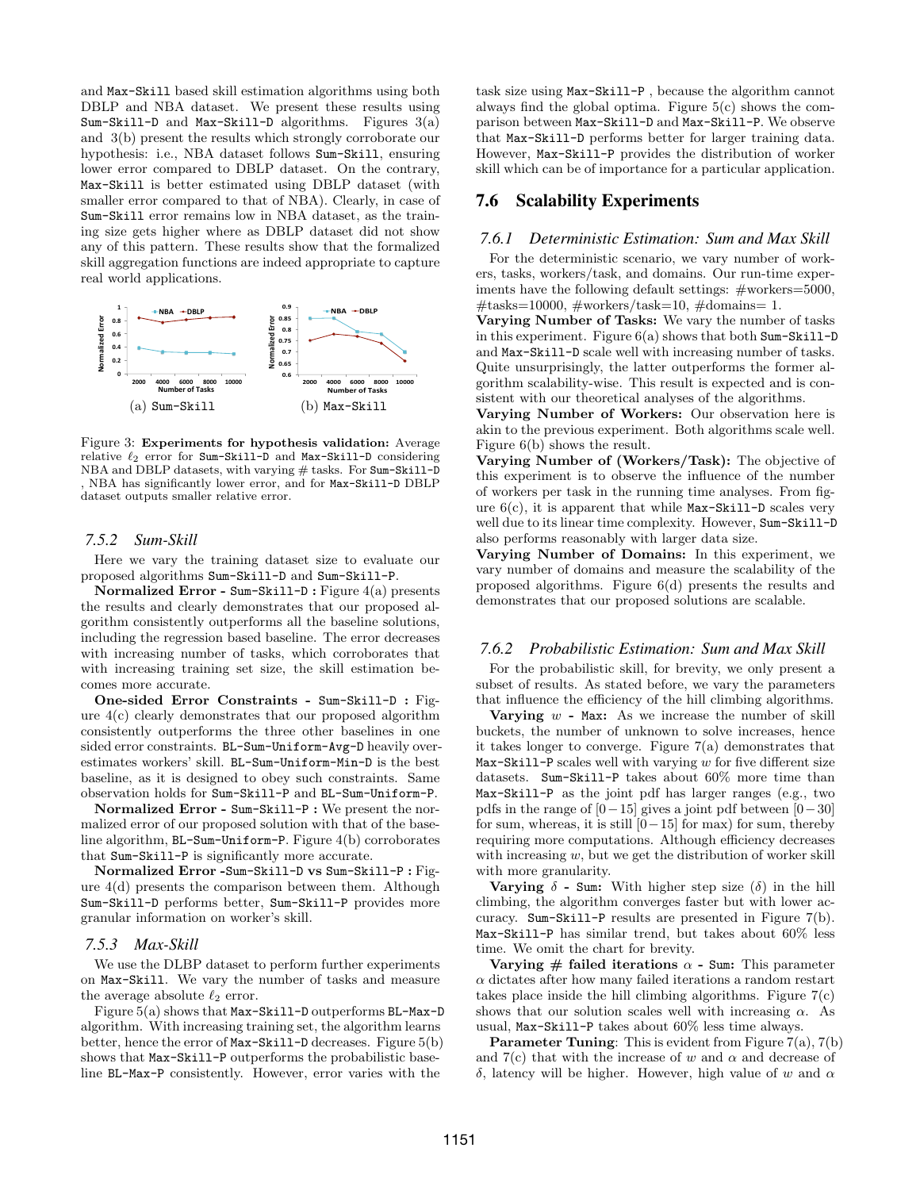and Max-Skill based skill estimation algorithms using both DBLP and NBA dataset. We present these results using Sum-Skill-D and Max-Skill-D algorithms. Figures 3(a) and 3(b) present the results which strongly corroborate our hypothesis: i.e., NBA dataset follows Sum-Skill, ensuring lower error compared to DBLP dataset. On the contrary, Max-Skill is better estimated using DBLP dataset (with smaller error compared to that of NBA). Clearly, in case of Sum-Skill error remains low in NBA dataset, as the training size gets higher where as DBLP dataset did not show any of this pattern. These results show that the formalized skill aggregation functions are indeed appropriate to capture real world applications.

(a) Sum-Skill (b) Max-Skill

Figure 3: **Experiments for hypothesis validation:** Average relative $\ell_2$ error for Sum-Skill-D and Max-Skill-D considering NBA and DBLP datasets, with varying # tasks. For Sum-Skill-D , NBA has significantly lower error, and for Max-Skill-D DBLP dataset outputs smaller relative error.

### 7.5.2 *Sum-Skill*

Here we vary the training dataset size to evaluate our proposed algorithms Sum-Skill-D and Sum-Skill-P.

**Normalized Error -** Sum-Skill-D **:** Figure 4(a) presents the results and clearly demonstrates that our proposed algorithm consistently outperforms all the baseline solutions, including the regression based baseline. The error decreases with increasing number of tasks, which corroborates that with increasing training set size, the skill estimation becomes more accurate.

**One-sided Error Constraints -** Sum-Skill-D **:** Figure 4(c) clearly demonstrates that our proposed algorithm consistently outperforms the three other baselines in one sided error constraints. BL-Sum-Uniform-Avg-D heavily overestimates workers' skill. BL-Sum-Uniform-Min-D is the best baseline, as it is designed to obey such constraints. Same observation holds for Sum-Skill-P and BL-Sum-Uniform-P.

**Normalized Error -** Sum-Skill-P **:** We present the normalized error of our proposed solution with that of the baseline algorithm, BL-Sum-Uniform-P. Figure 4(b) corroborates that Sum-Skill-P is significantly more accurate.

**Normalized Error -**Sum-Skill-D **vs** Sum-Skill-P **:** Figure 4(d) presents the comparison between them. Although Sum-Skill-D performs better, Sum-Skill-P provides more granular information on worker's skill.

### 7.5.3 *Max-Skill*

We use the DLBP dataset to perform further experiments on Max-Skill. We vary the number of tasks and measure the average absolute $\ell_2$ error.

Figure 5(a) shows that Max-Skill-D outperforms BL-Max-D algorithm. With increasing training set, the algorithm learns better, hence the error of Max-Skill-D decreases. Figure 5(b) shows that Max-Skill-P outperforms the probabilistic baseline BL-Max-P consistently. However, error varies with the task size using Max-Skill-P , because the algorithm cannot always find the global optima. Figure 5(c) shows the comparison between Max-Skill-D and Max-Skill-P. We observe that Max-Skill-D performs better for larger training data. However, Max-Skill-P provides the distribution of worker skill which can be of importance for a particular application.

## 7.6 Scalability Experiments

### 7.6.1 *Deterministic Estimation: Sum and Max Skill*

For the deterministic scenario, we vary number of workers, tasks, workers/task, and domains. Our run-time experiments have the following default settings: #workers=5000, #tasks=10000, #workers/task=10, #domains= 1.

**Varying Number of Tasks:** We vary the number of tasks in this experiment. Figure 6(a) shows that both Sum-Skill-D and Max-Skill-D scale well with increasing number of tasks. Quite unsurprisingly, the latter outperforms the former algorithm scalability-wise. This result is expected and is consistent with our theoretical analyses of the algorithms.

**Varying Number of Workers:** Our observation here is akin to the previous experiment. Both algorithms scale well. Figure 6(b) shows the result.

**Varying Number of (Workers/Task):** The objective of this experiment is to observe the influence of the number of workers per task in the running time analyses. From figure 6(c), it is apparent that while Max-Skill-D scales very well due to its linear time complexity. However, Sum-Skill-D also performs reasonably with larger data size.

**Varying Number of Domains:** In this experiment, we vary number of domains and measure the scalability of the proposed algorithms. Figure 6(d) presents the results and demonstrates that our proposed solutions are scalable.

### 7.6.2 *Probabilistic Estimation: Sum and Max Skill*

For the probabilistic skill, for brevity, we only present a subset of results. As stated before, we vary the parameters that influence the efficiency of the hill climbing algorithms.

**Varying** $w$ **- Max:** As we increase the number of skill buckets, the number of unknown to solve increases, hence it takes longer to converge. Figure 7(a) demonstrates that Max-Skill-P scales well with varying $w$ for five different size datasets. Sum-Skill-P takes about 60% more time than Max-Skill-P as the joint pdf has larger ranges (e.g., two pdfs in the range of $[0-15]$ gives a joint pdf between $[0-30]$ for sum, whereas, it is still $[0-15]$ for max) for sum, thereby requiring more computations. Although efficiency decreases with increasing $w$, but we get the distribution of worker skill with more granularity.

**Varying** $\delta$ **- Sum:** With higher step size ($\delta$) in the hill climbing, the algorithm converges faster but with lower accuracy. Sum-Skill-P results are presented in Figure 7(b). Max-Skill-P has similar trend, but takes about 60% less time. We omit the chart for brevity.

**Varying # failed iterations** $\alpha$ **- Sum:** This parameter $\alpha$ dictates after how many failed iterations a random restart takes place inside the hill climbing algorithms. Figure 7(c) shows that our solution scales well with increasing $\alpha$. As usual, Max-Skill-P takes about 60% less time always.

**Parameter Tuning**: This is evident from Figure 7(a), 7(b) and 7(c) that with the increase of $w$ and $\alpha$ and decrease of $\delta$, latency will be higher. However, high value of $w$ and $\alpha$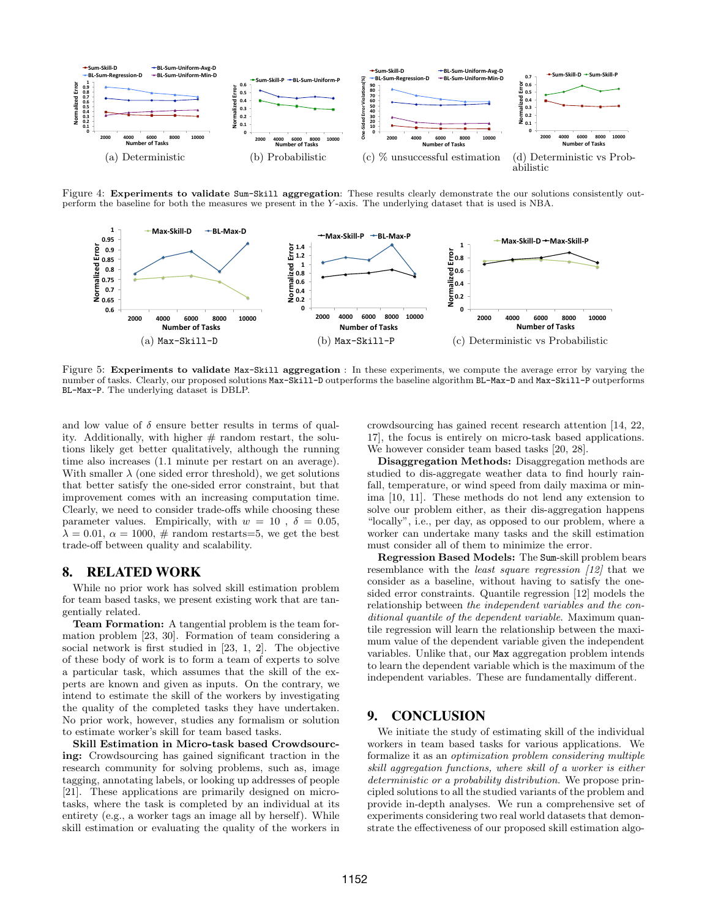(a) Deterministic (b) Probabilistic (c) % unsuccessful estimation (d) Deterministic vs Probabilistic

Figure 4: **Experiments to validate `Sum-Skill` aggregation**: These results clearly demonstrate the our solutions consistently outperform the baseline for both the measures we present in the $Y$-axis. The underlying dataset that is used is NBA.

(a) `Max-Skill-D` (b) `Max-Skill-P` (c) Deterministic vs Probabilistic

Figure 5: **Experiments to validate `Max-Skill` aggregation** : In these experiments, we compute the average error by varying the number of tasks. Clearly, our proposed solutions `Max-Skill-D` outperforms the baseline algorithm `BL-Max-D` and `Max-Skill-P` outperforms `BL-Max-P`. The underlying dataset is DBLP.

and low value of $\delta$ ensure better results in terms of quality. Additionally, with higher # random restart, the solutions likely get better qualitatively, although the running time also increases (1.1 minute per restart on an average). With smaller $\lambda$ (one sided error threshold), we get solutions that better satisfy the one-sided error constraint, but that improvement comes with an increasing computation time. Clearly, we need to consider trade-offs while choosing these parameter values. Empirically, with $w = 10$ , $\delta = 0.05$, $\lambda = 0.01$, $\alpha = 1000$, # random restarts=5, we get the best trade-off between quality and scalability.

## 8. RELATED WORK

While no prior work has solved skill estimation problem for team based tasks, we present existing work that are tangentially related.

**Team Formation:** A tangential problem is the team formation problem [23, 30]. Formation of team considering a social network is first studied in [23, 1, 2]. The objective of these body of work is to form a team of experts to solve a particular task, which assumes that the skill of the experts are known and given as inputs. On the contrary, we intend to estimate the skill of the workers by investigating the quality of the completed tasks they have undertaken. No prior work, however, studies any formalism or solution to estimate worker's skill for team based tasks.

**Skill Estimation in Micro-task based Crowdsourcing:** Crowdsourcing has gained significant traction in the research community for solving problems, such as, image tagging, annotating labels, or looking up addresses of people [21]. These applications are primarily designed on micro-tasks, where the task is completed by an individual at its entirety (e.g., a worker tags an image all by herself). While skill estimation or evaluating the quality of the workers in crowdsourcing has gained recent research attention [14, 22, 17], the focus is entirely on micro-task based applications. We however consider team based tasks [20, 28].

**Disaggregation Methods:** Disaggregation methods are studied to dis-aggregate weather data to find hourly rainfall, temperature, or wind speed from daily maxima or minima [10, 11]. These methods do not lend any extension to solve our problem either, as their dis-aggregation happens "locally", i.e., per day, as opposed to our problem, where a worker can undertake many tasks and the skill estimation must consider all of them to minimize the error.

**Regression Based Models:** The `Sum`-skill problem bears resemblance with the *least square regression [12]* that we consider as a baseline, without having to satisfy the one-sided error constraints. Quantile regression [12] models the relationship between *the independent variables and the conditional quantile of the dependent variable*. Maximum quantile regression will learn the relationship between the maximum value of the dependent variable given the independent variables. Unlike that, our `Max` aggregation problem intends to learn the dependent variable which is the maximum of the independent variables. These are fundamentally different.

## 9. CONCLUSION

We initiate the study of estimating skill of the individual workers in team based tasks for various applications. We formalize it as an *optimization problem considering multiple skill aggregation functions, where skill of a worker is either deterministic or a probability distribution.* We propose principled solutions to all the studied variants of the problem and provide in-depth analyses. We run a comprehensive set of experiments considering two real world datasets that demonstrate the effectiveness of our proposed skill estimation algo-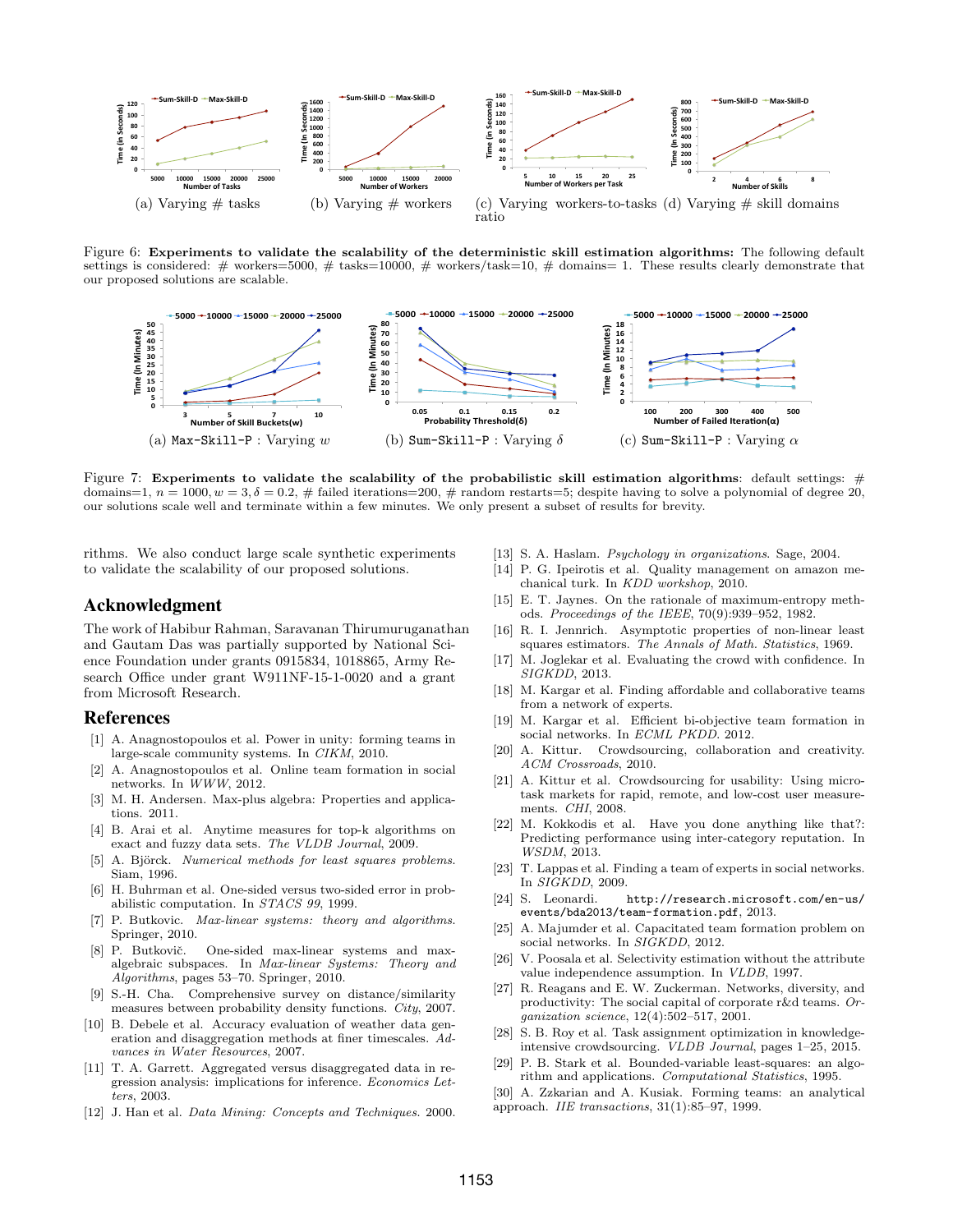Sum-Skill-D Max-Skill-D

Time (in Seconds)

120 100 80 60 40 20 0

5000 10000 15000 20000 25000

Number of Tasks

(a) Varying # tasks

Sum-Skill-D Max-Skill-D

Time (in Seconds)

1600 1400 1200 1000 800 600 400 200 0

5000 10000 15000 20000

Number of Workers

(b) Varying # workers

Sum-Skill-D Max-Skill-D

Time (in Seconds)

160 140 120 100 80 60 40 20 0

5 10 15 20 25

Number of Workers per Task

(c) Varying workers-to-tasks ratio

Sum-Skill-D Max-Skill-D

Time (in Seconds)

800 700 600 500 400 300 200 100 0

2 4 6 8

Number of Skills

(d) Varying # skill domains

Figure 6: **Experiments to validate the scalability of the deterministic skill estimation algorithms:** The following default settings is considered: # workers=5000, # tasks=10000, # workers/task=10, # domains= 1. These results clearly demonstrate that our proposed solutions are scalable.

5000 10000 15000 20000 25000

Time (In Minutes)

50 45 40 35 30 25 20 15 10 5 0

3 5 7 10

Number of Skill Buckets(w)

(a) Max-Skill-P : Varying $w$

5000 10000 15000 20000 25000

Time (In Minutes)

80 70 60 50 40 30 20 10 0

0.05 0.1 0.15 0.2

Probability Threshold(δ)

(b) Sum-Skill-P : Varying $\delta$

5000 10000 15000 20000 25000

Time (In Minutes)

18 16 14 12 10 8 6 4 2 0

100 200 300 400 500

Number of Failed Iteration(α)

(c) Sum-Skill-P : Varying $\alpha$

Figure 7: **Experiments to validate the scalability of the probabilistic skill estimation algorithms**: default settings: # domains=1, $n = 1000, w = 3, \delta = 0.2$, # failed iterations=200, # random restarts=5; despite having to solve a polynomial of degree 20, our solutions scale well and terminate within a few minutes. We only present a subset of results for brevity.

rithms. We also conduct large scale synthetic experiments to validate the scalability of our proposed solutions.

## Acknowledgment

The work of Habibur Rahman, Saravanan Thirumuruganathan and Gautam Das was partially supported by National Science Foundation under grants 0915834, 1018865, Army Research Office under grant W911NF-15-1-0020 and a grant from Microsoft Research.

## References

[1] A. Anagnostopoulos et al. Power in unity: forming teams in large-scale community systems. In *CIKM*, 2010.

[2] A. Anagnostopoulos et al. Online team formation in social networks. In *WWW*, 2012.

[3] M. H. Andersen. Max-plus algebra: Properties and applications. 2011.

[4] B. Arai et al. Anytime measures for top-k algorithms on exact and fuzzy data sets. *The VLDB Journal*, 2009.

[5] A. Björck. *Numerical methods for least squares problems*. Siam, 1996.

[6] H. Buhrman et al. One-sided versus two-sided error in probabilistic computation. In *STACS 99*, 1999.

[7] P. Butkovic. *Max-linear systems: theory and algorithms*. Springer, 2010.

[8] P. Butkovič. One-sided max-linear systems and max-algebraic subspaces. In *Max-linear Systems: Theory and Algorithms*, pages 53–70. Springer, 2010.

[9] S.-H. Cha. Comprehensive survey on distance/similarity measures between probability density functions. *City*, 2007.

[10] B. Debele et al. Accuracy evaluation of weather data generation and disaggregation methods at finer timescales. *Advances in Water Resources*, 2007.

[11] T. A. Garrett. Aggregated versus disaggregated data in regression analysis: implications for inference. *Economics Letters*, 2003.

[12] J. Han et al. *Data Mining: Concepts and Techniques*. 2000.

[13] S. A. Haslam. *Psychology in organizations*. Sage, 2004.

[14] P. G. Ipeirotis et al. Quality management on amazon mechanical turk. In *KDD workshop*, 2010.

[15] E. T. Jaynes. On the rationale of maximum-entropy methods. *Proceedings of the IEEE*, 70(9):939–952, 1982.

[16] R. I. Jennrich. Asymptotic properties of non-linear least squares estimators. *The Annals of Math. Statistics*, 1969.

[17] M. Joglekar et al. Evaluating the crowd with confidence. In *SIGKDD*, 2013.

[18] M. Kargar et al. Finding affordable and collaborative teams from a network of experts.

[19] M. Kargar et al. Efficient bi-objective team formation in social networks. In *ECML PKDD*. 2012.

[20] A. Kittur. Crowdsourcing, collaboration and creativity. *ACM Crossroads*, 2010.

[21] A. Kittur et al. Crowdsourcing for usability: Using micro-task markets for rapid, remote, and low-cost user measurements. *CHI*, 2008.

[22] M. Kokkodis et al. Have you done anything like that?: Predicting performance using inter-category reputation. In *WSDM*, 2013.

[23] T. Lappas et al. Finding a team of experts in social networks. In *SIGKDD*, 2009.

[24] S. Leonardi. http://research.microsoft.com/en-us/events/bda2013/team-formation.pdf, 2013.

[25] A. Majumder et al. Capacitated team formation problem on social networks. In *SIGKDD*, 2012.

[26] V. Poosala et al. Selectivity estimation without the attribute value independence assumption. In *VLDB*, 1997.

[27] R. Reagans and E. W. Zuckerman. Networks, diversity, and productivity: The social capital of corporate r&d teams. *Organization science*, 12(4):502–517, 2001.

[28] S. B. Roy et al. Task assignment optimization in knowledge-intensive crowdsourcing. *VLDB Journal*, pages 1–25, 2015.

[29] P. B. Stark et al. Bounded-variable least-squares: an algorithm and applications. *Computational Statistics*, 1995.

[30] A. Zzkarian and A. Kusiak. Forming teams: an analytical approach. *IIE transactions*, 31(1):85–97, 1999.